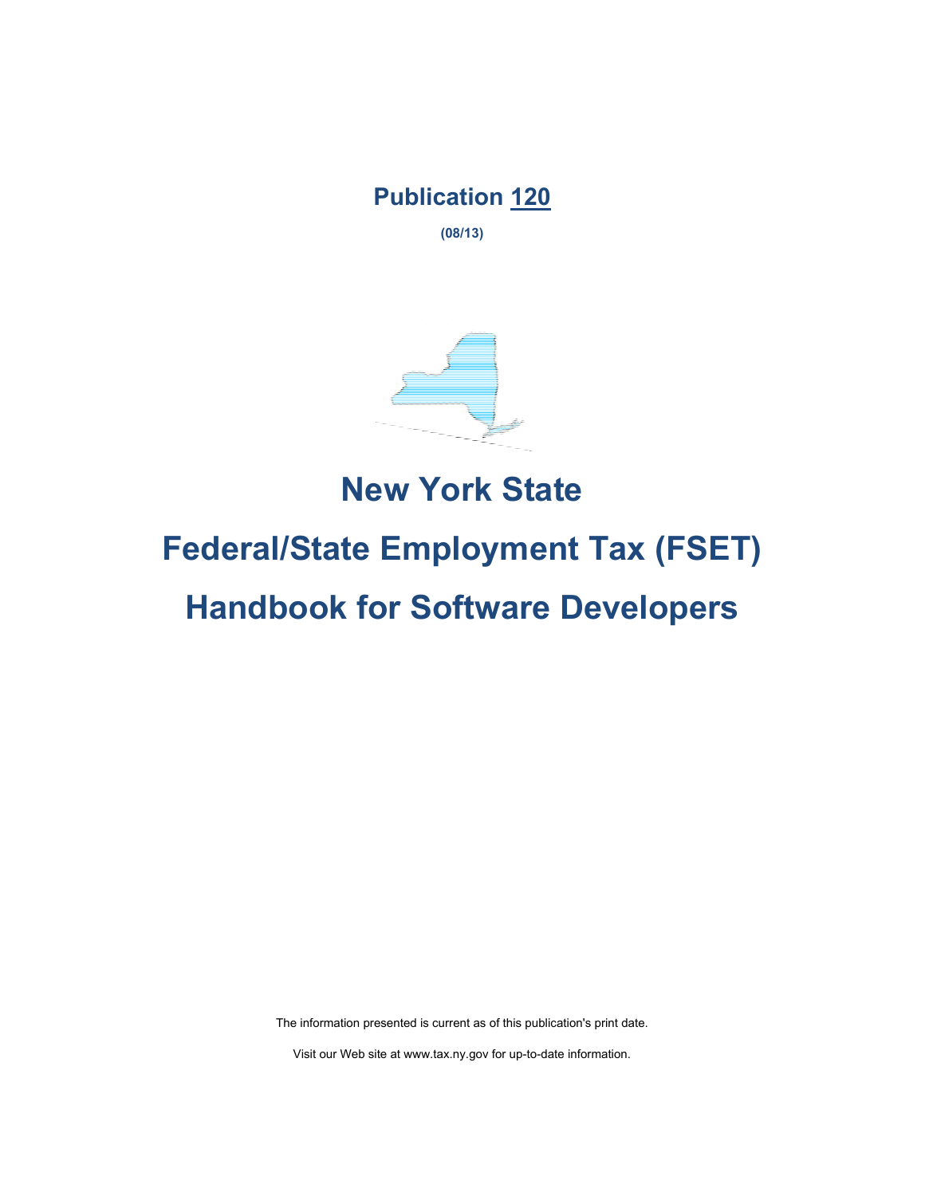**Publication 120**

**(08/13)**

# New York State

# Federal/State Employment Tax (FSET)

# Handbook for Software Developers

The information presented is current as of this publication's print date.

Visit our Web site at www.tax.ny.gov for up-to-date information.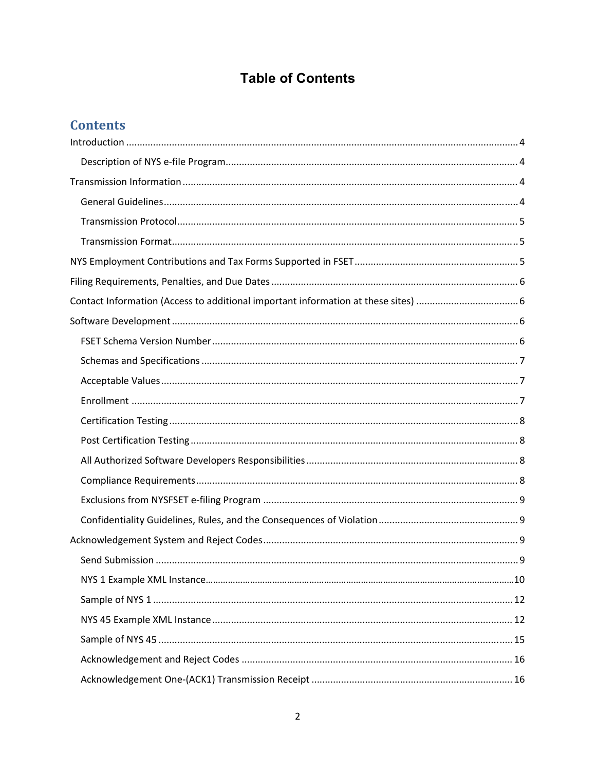# Table of Contents

## Contents

- Introduction ........ 4
  - Description of NYS e-file Program ........ 4
- Transmission Information ........ 4
  - General Guidelines ........ 4
  - Transmission Protocol ........ 5
  - Transmission Format ........ 5
- NYS Employment Contributions and Tax Forms Supported in FSET ........ 5
- Filing Requirements, Penalties, and Due Dates ........ 6
- Contact Information (Access to additional important information at these sites) ........ 6
- Software Development ........ 6
  - FSET Schema Version Number ........ 6
  - Schemas and Specifications ........ 7
  - Acceptable Values ........ 7
  - Enrollment ........ 7
  - Certification Testing ........ 8
  - Post Certification Testing ........ 8
  - All Authorized Software Developers Responsibilities ........ 8
  - Compliance Requirements ........ 8
  - Exclusions from NYSFSET e-filing Program ........ 9
  - Confidentiality Guidelines, Rules, and the Consequences of Violation ........ 9
- Acknowledgement System and Reject Codes ........ 9
  - Send Submission ........ 9
  - NYS 1 Example XML Instance ........ 10
  - Sample of NYS 1 ........ 12
  - NYS 45 Example XML Instance ........ 12
  - Sample of NYS 45 ........ 15
  - Acknowledgement and Reject Codes ........ 16
  - Acknowledgement One-(ACK1) Transmission Receipt ........ 16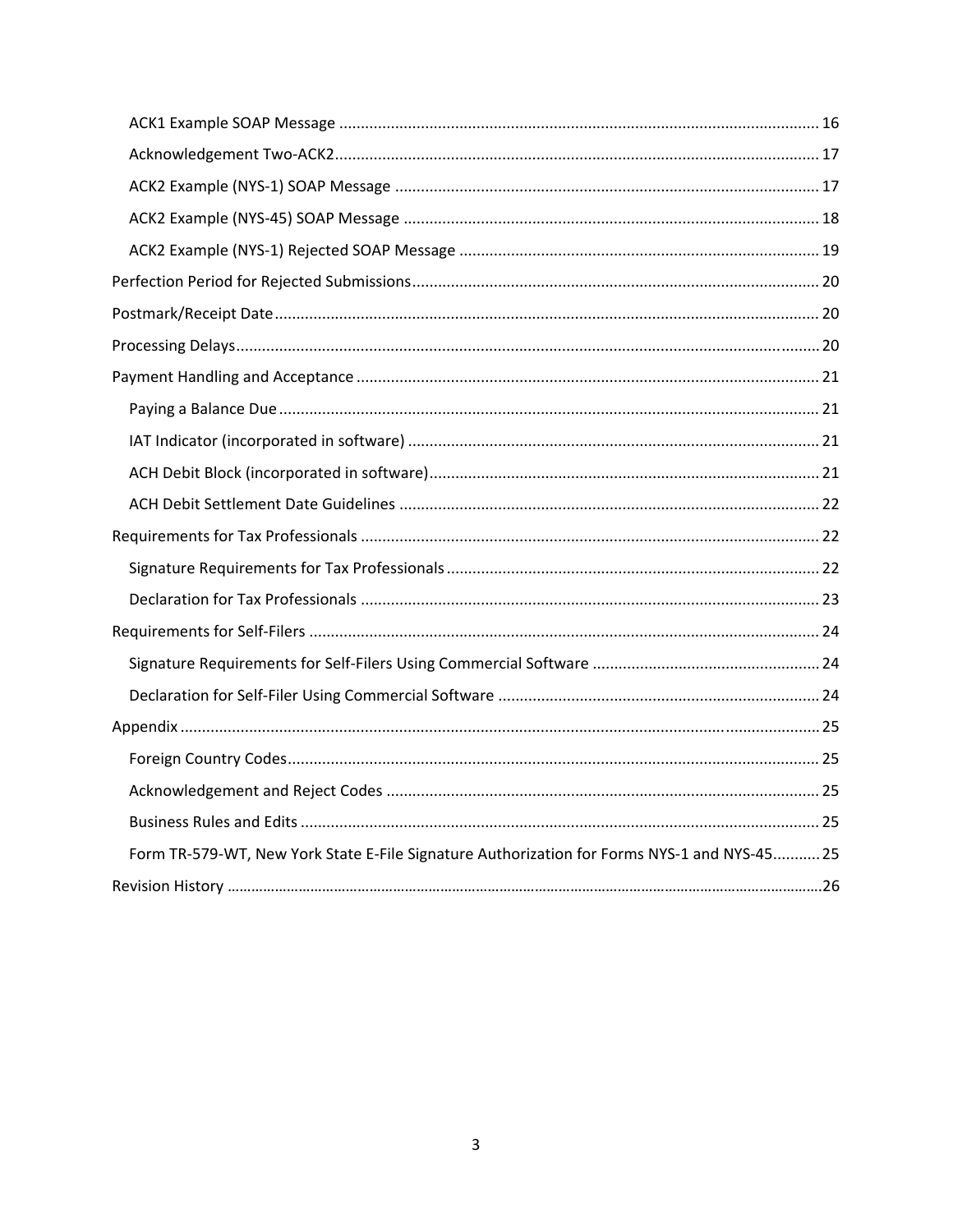- ACK1 Example SOAP Message ........ 16
- Acknowledgement Two-ACK2 ........ 17
- ACK2 Example (NYS-1) SOAP Message ........ 17
- ACK2 Example (NYS-45) SOAP Message ........ 18
- ACK2 Example (NYS-1) Rejected SOAP Message ........ 19

Perfection Period for Rejected Submissions ........ 20

Postmark/Receipt Date ........ 20

Processing Delays ........ 20

Payment Handling and Acceptance ........ 21

- Paying a Balance Due ........ 21
- IAT Indicator (incorporated in software) ........ 21
- ACH Debit Block (incorporated in software) ........ 21
- ACH Debit Settlement Date Guidelines ........ 22

Requirements for Tax Professionals ........ 22

- Signature Requirements for Tax Professionals ........ 22
- Declaration for Tax Professionals ........ 23

Requirements for Self-Filers ........ 24

- Signature Requirements for Self-Filers Using Commercial Software ........ 24
- Declaration for Self-Filer Using Commercial Software ........ 24

Appendix ........ 25

- Foreign Country Codes ........ 25
- Acknowledgement and Reject Codes ........ 25
- Business Rules and Edits ........ 25
- Form TR-579-WT, New York State E-File Signature Authorization for Forms NYS-1 and NYS-45 ........ 25

Revision History ........ 26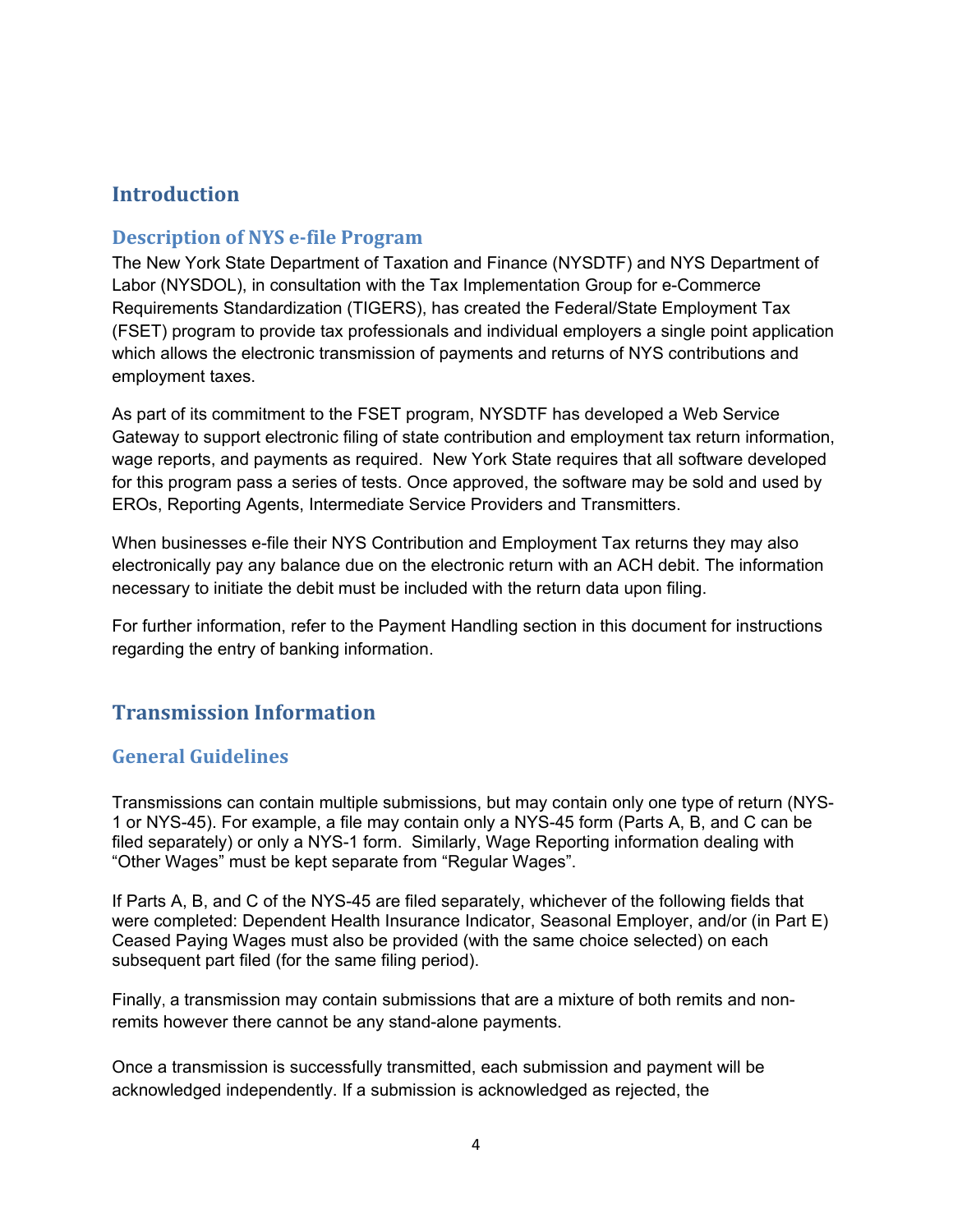# Introduction

## Description of NYS e-file Program

The New York State Department of Taxation and Finance (NYSDTF) and NYS Department of Labor (NYSDOL), in consultation with the Tax Implementation Group for e-Commerce Requirements Standardization (TIGERS), has created the Federal/State Employment Tax (FSET) program to provide tax professionals and individual employers a single point application which allows the electronic transmission of payments and returns of NYS contributions and employment taxes.

As part of its commitment to the FSET program, NYSDTF has developed a Web Service Gateway to support electronic filing of state contribution and employment tax return information, wage reports, and payments as required. New York State requires that all software developed for this program pass a series of tests. Once approved, the software may be sold and used by EROs, Reporting Agents, Intermediate Service Providers and Transmitters.

When businesses e-file their NYS Contribution and Employment Tax returns they may also electronically pay any balance due on the electronic return with an ACH debit. The information necessary to initiate the debit must be included with the return data upon filing.

For further information, refer to the Payment Handling section in this document for instructions regarding the entry of banking information.

# Transmission Information

## General Guidelines

Transmissions can contain multiple submissions, but may contain only one type of return (NYS-1 or NYS-45). For example, a file may contain only a NYS-45 form (Parts A, B, and C can be filed separately) or only a NYS-1 form. Similarly, Wage Reporting information dealing with "Other Wages" must be kept separate from "Regular Wages".

If Parts A, B, and C of the NYS-45 are filed separately, whichever of the following fields that were completed: Dependent Health Insurance Indicator, Seasonal Employer, and/or (in Part E) Ceased Paying Wages must also be provided (with the same choice selected) on each subsequent part filed (for the same filing period).

Finally, a transmission may contain submissions that are a mixture of both remits and non-remits however there cannot be any stand-alone payments.

Once a transmission is successfully transmitted, each submission and payment will be acknowledged independently. If a submission is acknowledged as rejected, the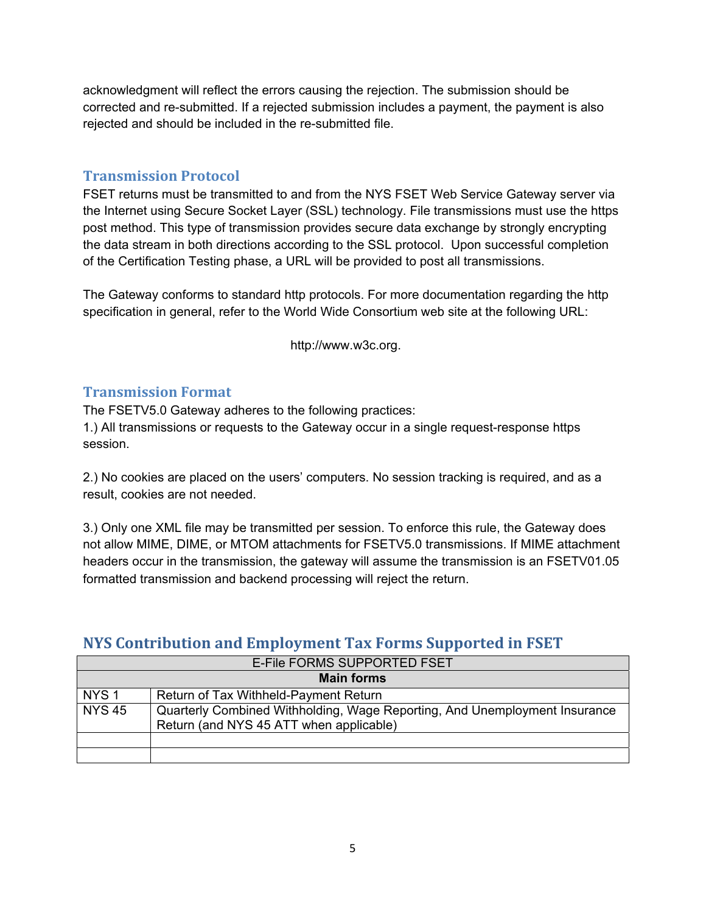acknowledgment will reflect the errors causing the rejection. The submission should be corrected and re-submitted. If a rejected submission includes a payment, the payment is also rejected and should be included in the re-submitted file.

### Transmission Protocol

FSET returns must be transmitted to and from the NYS FSET Web Service Gateway server via the Internet using Secure Socket Layer (SSL) technology. File transmissions must use the https post method. This type of transmission provides secure data exchange by strongly encrypting the data stream in both directions according to the SSL protocol. Upon successful completion of the Certification Testing phase, a URL will be provided to post all transmissions.

The Gateway conforms to standard http protocols. For more documentation regarding the http specification in general, refer to the World Wide Consortium web site at the following URL:

http://www.w3c.org.

### Transmission Format

The FSETV5.0 Gateway adheres to the following practices:

1.) All transmissions or requests to the Gateway occur in a single request-response https session.

2.) No cookies are placed on the users' computers. No session tracking is required, and as a result, cookies are not needed.

3.) Only one XML file may be transmitted per session. To enforce this rule, the Gateway does not allow MIME, DIME, or MTOM attachments for FSETV5.0 transmissions. If MIME attachment headers occur in the transmission, the gateway will assume the transmission is an FSETV01.05 formatted transmission and backend processing will reject the return.

## NYS Contribution and Employment Tax Forms Supported in FSET

| E-File FORMS SUPPORTED FSET | |
|---|---|
| **Main forms** | |
| NYS 1 | Return of Tax Withheld-Payment Return |
| NYS 45 | Quarterly Combined Withholding, Wage Reporting, And Unemployment Insurance Return (and NYS 45 ATT when applicable) |
| | |
| | |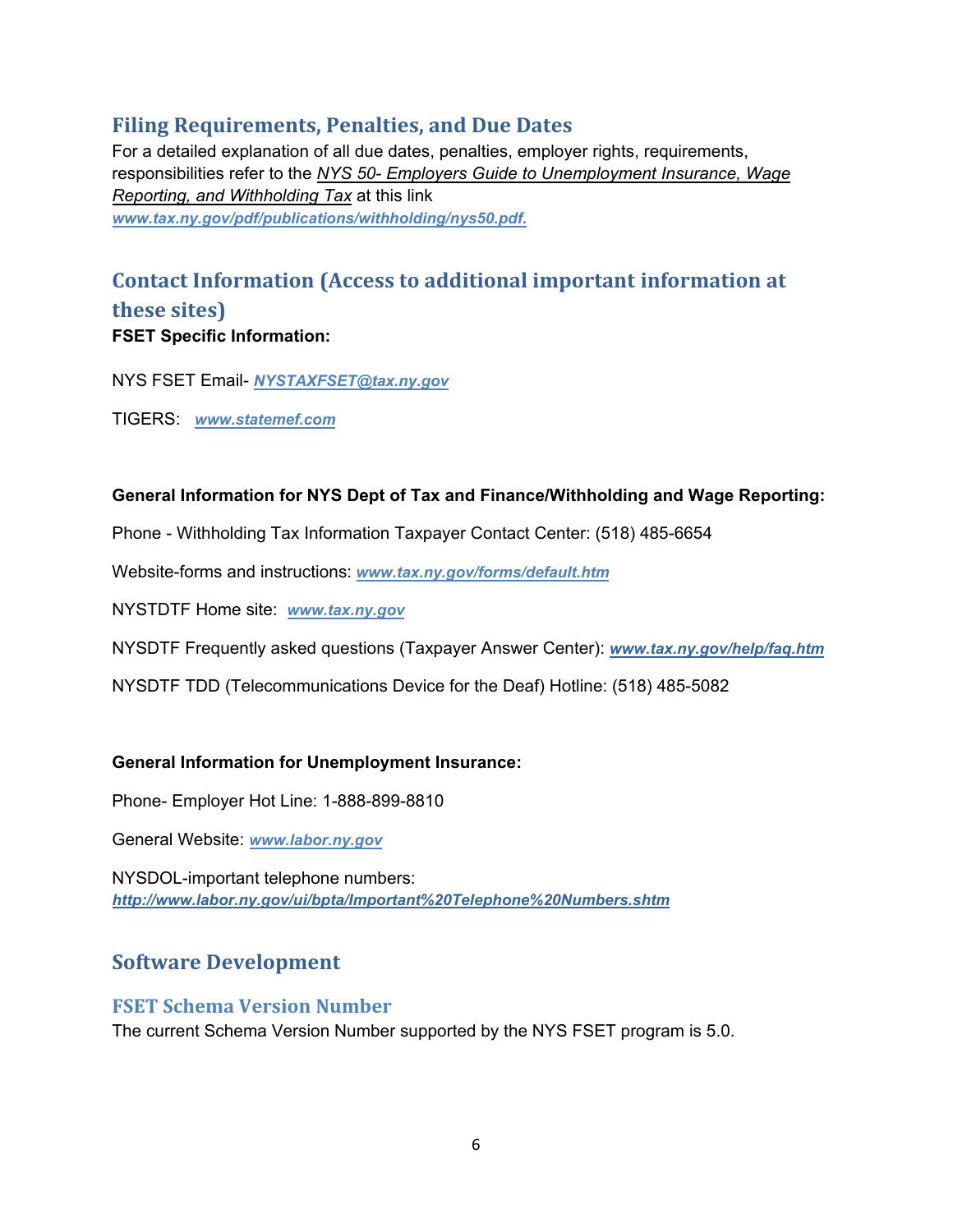## Filing Requirements, Penalties, and Due Dates

For a detailed explanation of all due dates, penalties, employer rights, requirements, responsibilities refer to the *NYS 50- Employers Guide to Unemployment Insurance, Wage Reporting, and Withholding Tax* at this link ***www.tax.ny.gov/pdf/publications/withholding/nys50.pdf.***

## Contact Information (Access to additional important information at these sites)

**FSET Specific Information:**

NYS FSET Email- ***NYSTAXFSET@tax.ny.gov***

TIGERS: ***www.statemef.com***

**General Information for NYS Dept of Tax and Finance/Withholding and Wage Reporting:**

Phone - Withholding Tax Information Taxpayer Contact Center: (518) 485-6654

Website-forms and instructions: ***www.tax.ny.gov/forms/default.htm***

NYSTDTF Home site: ***www.tax.ny.gov***

NYSDTF Frequently asked questions (Taxpayer Answer Center): ***www.tax.ny.gov/help/faq.htm***

NYSDTF TDD (Telecommunications Device for the Deaf) Hotline: (518) 485-5082

**General Information for Unemployment Insurance:**

Phone- Employer Hot Line: 1-888-899-8810

General Website: ***www.labor.ny.gov***

NYSDOL-important telephone numbers:
***http://www.labor.ny.gov/ui/bpta/Important%20Telephone%20Numbers.shtm***

## Software Development

### FSET Schema Version Number

The current Schema Version Number supported by the NYS FSET program is 5.0.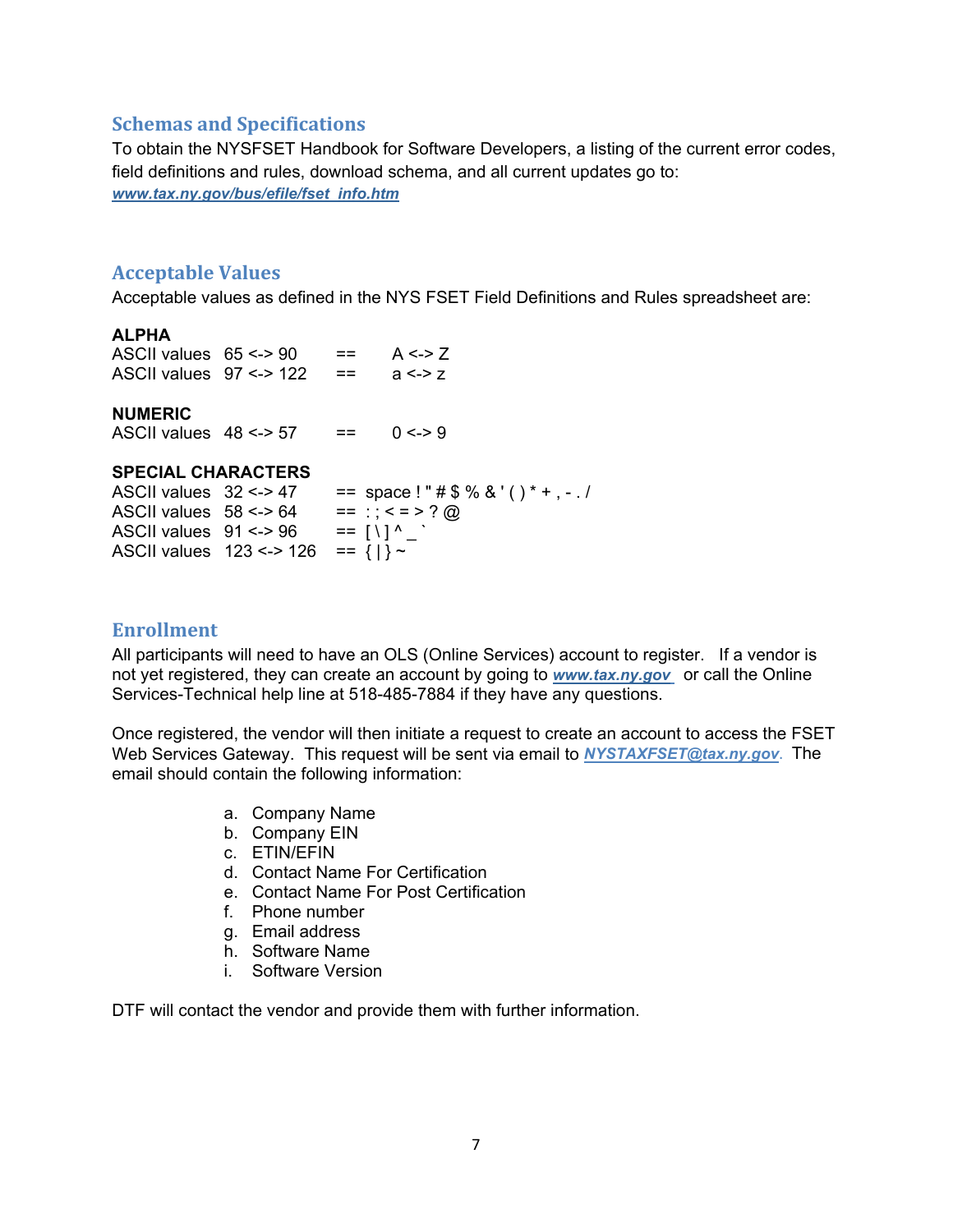## Schemas and Specifications

To obtain the NYSFSET Handbook for Software Developers, a listing of the current error codes, field definitions and rules, download schema, and all current updates go to:
[www.tax.ny.gov/bus/efile/fset_info.htm](www.tax.ny.gov/bus/efile/fset_info.htm)

## Acceptable Values

Acceptable values as defined in the NYS FSET Field Definitions and Rules spreadsheet are:

**ALPHA**
ASCII values 65 <-> 90 == A <-> Z
ASCII values 97 <-> 122 == a <-> z

**NUMERIC**
ASCII values 48 <-> 57 == 0 <-> 9

**SPECIAL CHARACTERS**
ASCII values 32 <-> 47 == space ! " # $ % & ' ( ) * + , - . /
ASCII values 58 <-> 64 == : ; < = > ? @
ASCII values 91 <-> 96 == [ \ ] ^ _ `
ASCII values 123 <-> 126 == { | } ~

## Enrollment

All participants will need to have an OLS (Online Services) account to register. If a vendor is not yet registered, they can create an account by going to [www.tax.ny.gov](www.tax.ny.gov) or call the Online Services-Technical help line at 518-485-7884 if they have any questions.

Once registered, the vendor will then initiate a request to create an account to access the FSET Web Services Gateway. This request will be sent via email to *NYSTAXFSET@tax.ny.gov*. The email should contain the following information:

a. Company Name
b. Company EIN
c. ETIN/EFIN
d. Contact Name For Certification
e. Contact Name For Post Certification
f. Phone number
g. Email address
h. Software Name
i. Software Version

DTF will contact the vendor and provide them with further information.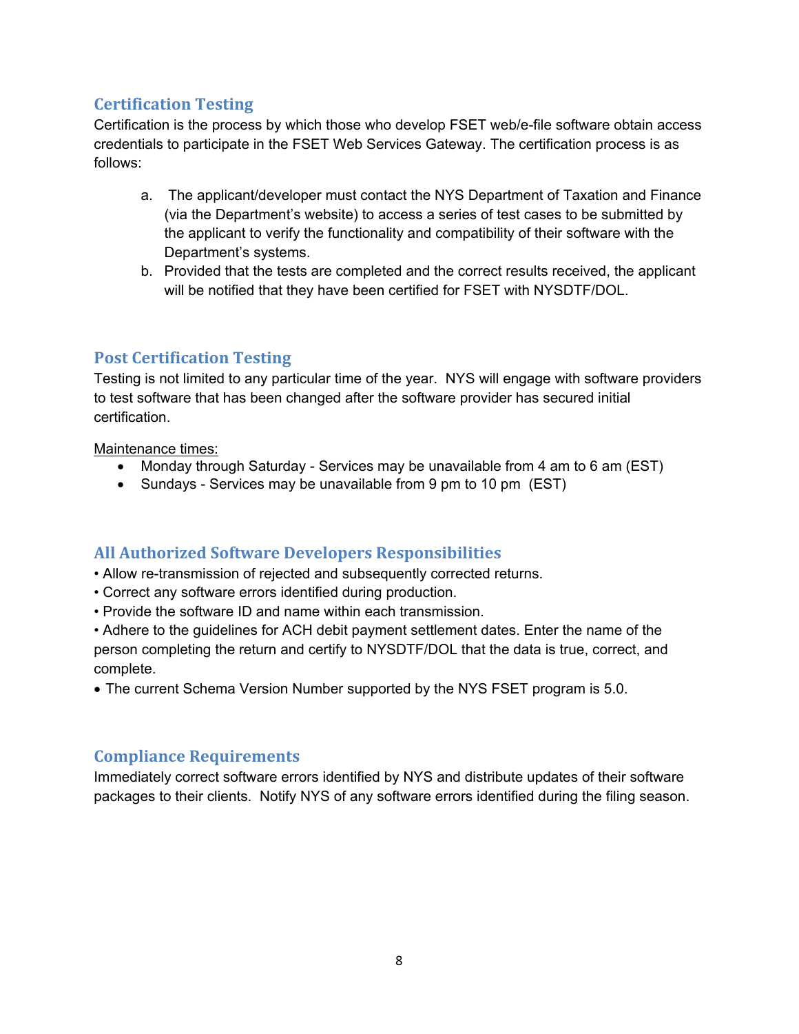## Certification Testing

Certification is the process by which those who develop FSET web/e-file software obtain access credentials to participate in the FSET Web Services Gateway. The certification process is as follows:

a. The applicant/developer must contact the NYS Department of Taxation and Finance (via the Department's website) to access a series of test cases to be submitted by the applicant to verify the functionality and compatibility of their software with the Department's systems.
b. Provided that the tests are completed and the correct results received, the applicant will be notified that they have been certified for FSET with NYSDTF/DOL.

## Post Certification Testing

Testing is not limited to any particular time of the year. NYS will engage with software providers to test software that has been changed after the software provider has secured initial certification.

Maintenance times:

- Monday through Saturday - Services may be unavailable from 4 am to 6 am (EST)
- Sundays - Services may be unavailable from 9 pm to 10 pm (EST)

## All Authorized Software Developers Responsibilities

- Allow re-transmission of rejected and subsequently corrected returns.
- Correct any software errors identified during production.
- Provide the software ID and name within each transmission.
- Adhere to the guidelines for ACH debit payment settlement dates. Enter the name of the person completing the return and certify to NYSDTF/DOL that the data is true, correct, and complete.
- The current Schema Version Number supported by the NYS FSET program is 5.0.

## Compliance Requirements

Immediately correct software errors identified by NYS and distribute updates of their software packages to their clients. Notify NYS of any software errors identified during the filing season.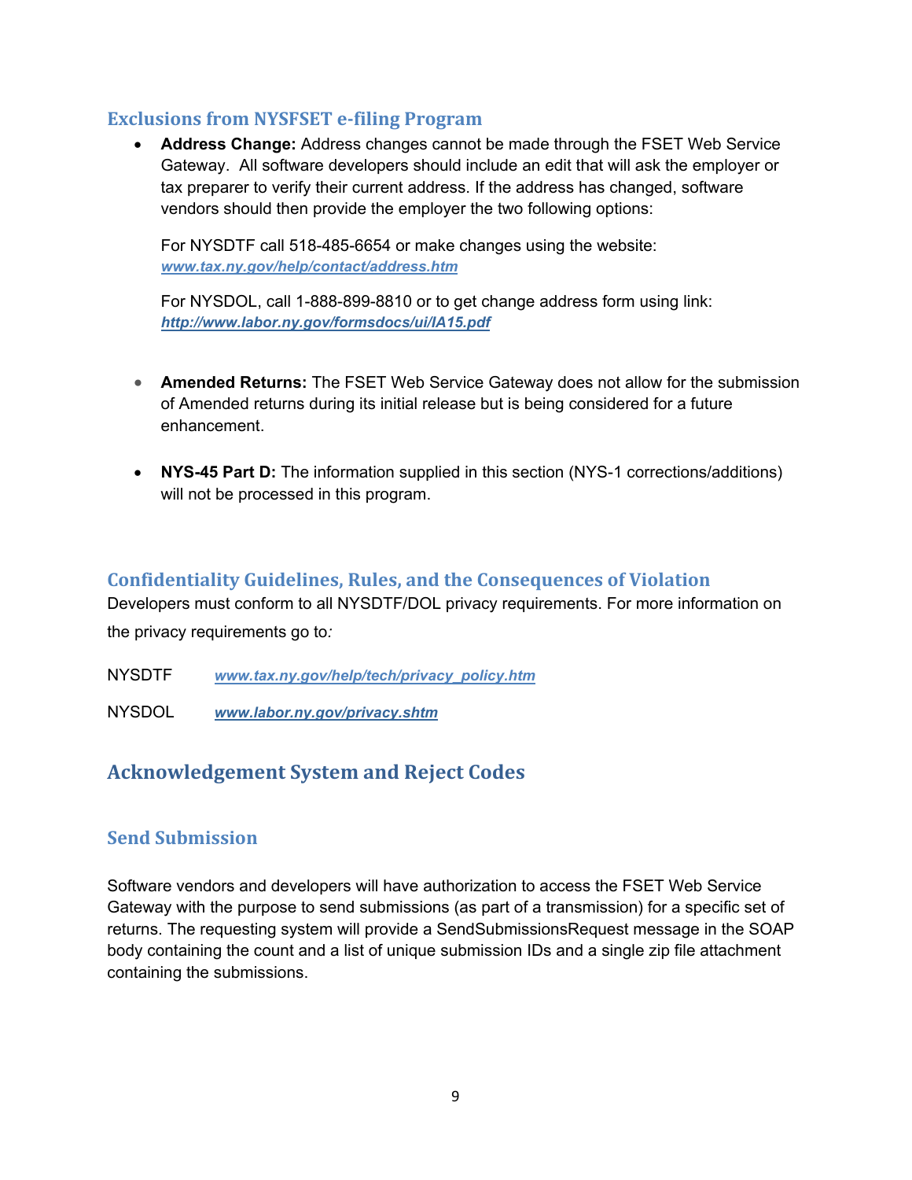### Exclusions from NYSFSET e-filing Program

- **Address Change:** Address changes cannot be made through the FSET Web Service Gateway. All software developers should include an edit that will ask the employer or tax preparer to verify their current address. If the address has changed, software vendors should then provide the employer the two following options:

  For NYSDTF call 518-485-6654 or make changes using the website: *www.tax.ny.gov/help/contact/address.htm*

  For NYSDOL, call 1-888-899-8810 or to get change address form using link: ***http://www.labor.ny.gov/formsdocs/ui/IA15.pdf***

- **Amended Returns:** The FSET Web Service Gateway does not allow for the submission of Amended returns during its initial release but is being considered for a future enhancement.

- **NYS-45 Part D:** The information supplied in this section (NYS-1 corrections/additions) will not be processed in this program.

### Confidentiality Guidelines, Rules, and the Consequences of Violation

Developers must conform to all NYSDTF/DOL privacy requirements. For more information on the privacy requirements go to*:*

NYSDTF *www.tax.ny.gov/help/tech/privacy_policy.htm*

NYSDOL ***www.labor.ny.gov/privacy.shtm***

## Acknowledgement System and Reject Codes

### Send Submission

Software vendors and developers will have authorization to access the FSET Web Service Gateway with the purpose to send submissions (as part of a transmission) for a specific set of returns. The requesting system will provide a SendSubmissionsRequest message in the SOAP body containing the count and a list of unique submission IDs and a single zip file attachment containing the submissions.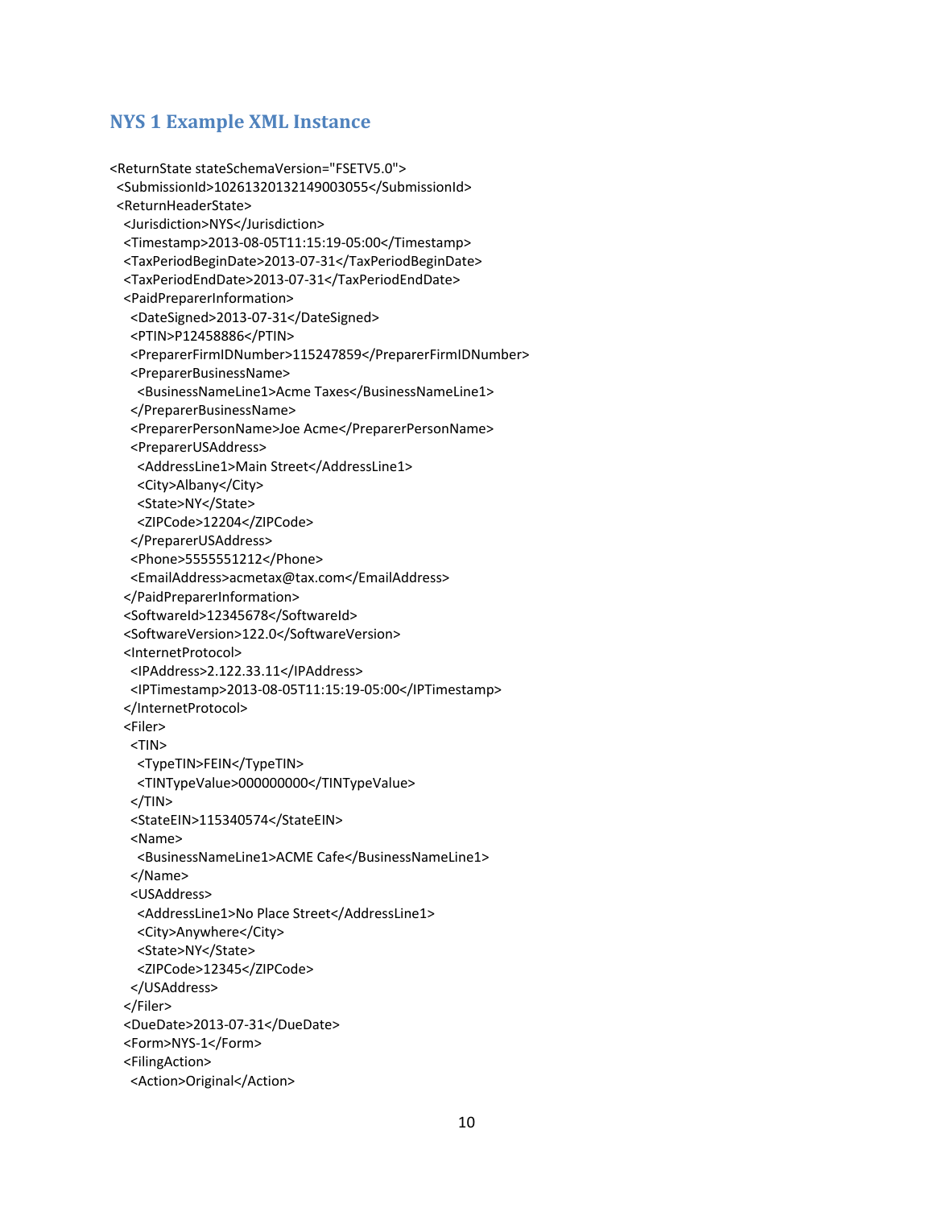## NYS 1 Example XML Instance

```
<ReturnState stateSchemaVersion="FSETV5.0">
  <SubmissionId>10261320132149003055</SubmissionId>
  <ReturnHeaderState>
    <Jurisdiction>NYS</Jurisdiction>
    <Timestamp>2013-08-05T11:15:19-05:00</Timestamp>
    <TaxPeriodBeginDate>2013-07-31</TaxPeriodBeginDate>
    <TaxPeriodEndDate>2013-07-31</TaxPeriodEndDate>
    <PaidPreparerInformation>
      <DateSigned>2013-07-31</DateSigned>
      <PTIN>P12458886</PTIN>
      <PreparerFirmIDNumber>115247859</PreparerFirmIDNumber>
      <PreparerBusinessName>
        <BusinessNameLine1>Acme Taxes</BusinessNameLine1>
      </PreparerBusinessName>
      <PreparerPersonName>Joe Acme</PreparerPersonName>
      <PreparerUSAddress>
        <AddressLine1>Main Street</AddressLine1>
        <City>Albany</City>
        <State>NY</State>
        <ZIPCode>12204</ZIPCode>
      </PreparerUSAddress>
      <Phone>5555551212</Phone>
      <EmailAddress>acmetax@tax.com</EmailAddress>
    </PaidPreparerInformation>
    <SoftwareId>12345678</SoftwareId>
    <SoftwareVersion>122.0</SoftwareVersion>
    <InternetProtocol>
      <IPAddress>2.122.33.11</IPAddress>
      <IPTimestamp>2013-08-05T11:15:19-05:00</IPTimestamp>
    </InternetProtocol>
    <Filer>
      <TIN>
        <TypeTIN>FEIN</TypeTIN>
        <TINTypeValue>000000000</TINTypeValue>
      </TIN>
      <StateEIN>115340574</StateEIN>
      <Name>
        <BusinessNameLine1>ACME Cafe</BusinessNameLine1>
      </Name>
      <USAddress>
        <AddressLine1>No Place Street</AddressLine1>
        <City>Anywhere</City>
        <State>NY</State>
        <ZIPCode>12345</ZIPCode>
      </USAddress>
    </Filer>
    <DueDate>2013-07-31</DueDate>
    <Form>NYS-1</Form>
    <FilingAction>
      <Action>Original</Action>
```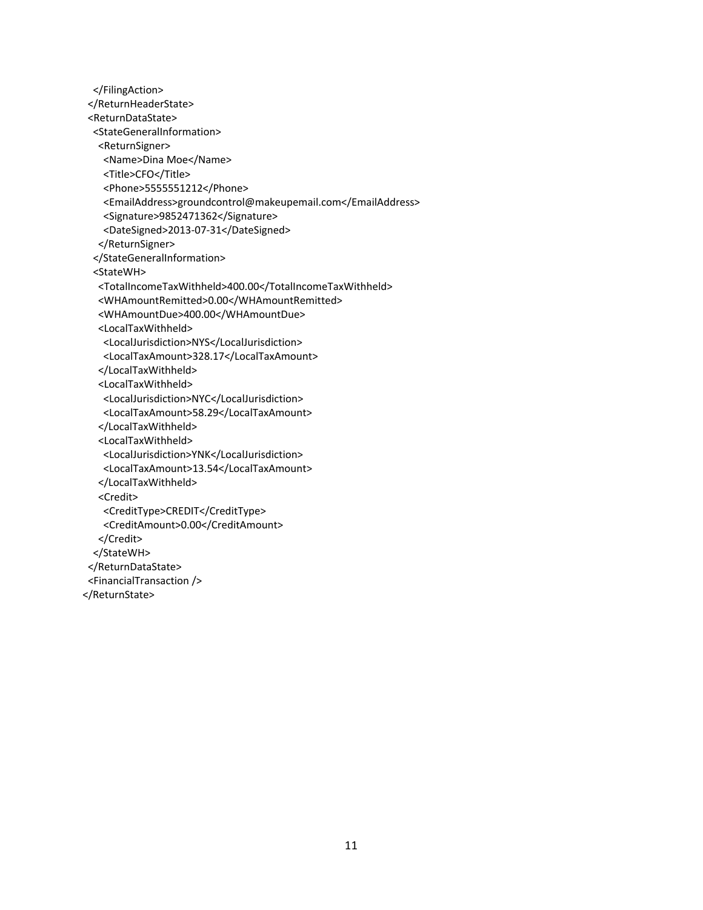```
    </FilingAction>
  </ReturnHeaderState>
  <ReturnDataState>
    <StateGeneralInformation>
      <ReturnSigner>
        <Name>Dina Moe</Name>
        <Title>CFO</Title>
        <Phone>5555551212</Phone>
        <EmailAddress>groundcontrol@makeupemail.com</EmailAddress>
        <Signature>9852471362</Signature>
        <DateSigned>2013-07-31</DateSigned>
      </ReturnSigner>
    </StateGeneralInformation>
    <StateWH>
      <TotalIncomeTaxWithheld>400.00</TotalIncomeTaxWithheld>
      <WHAmountRemitted>0.00</WHAmountRemitted>
      <WHAmountDue>400.00</WHAmountDue>
      <LocalTaxWithheld>
        <LocalJurisdiction>NYS</LocalJurisdiction>
        <LocalTaxAmount>328.17</LocalTaxAmount>
      </LocalTaxWithheld>
      <LocalTaxWithheld>
        <LocalJurisdiction>NYC</LocalJurisdiction>
        <LocalTaxAmount>58.29</LocalTaxAmount>
      </LocalTaxWithheld>
      <LocalTaxWithheld>
        <LocalJurisdiction>YNK</LocalJurisdiction>
        <LocalTaxAmount>13.54</LocalTaxAmount>
      </LocalTaxWithheld>
      <Credit>
        <CreditType>CREDIT</CreditType>
        <CreditAmount>0.00</CreditAmount>
      </Credit>
    </StateWH>
  </ReturnDataState>
  <FinancialTransaction />
</ReturnState>
```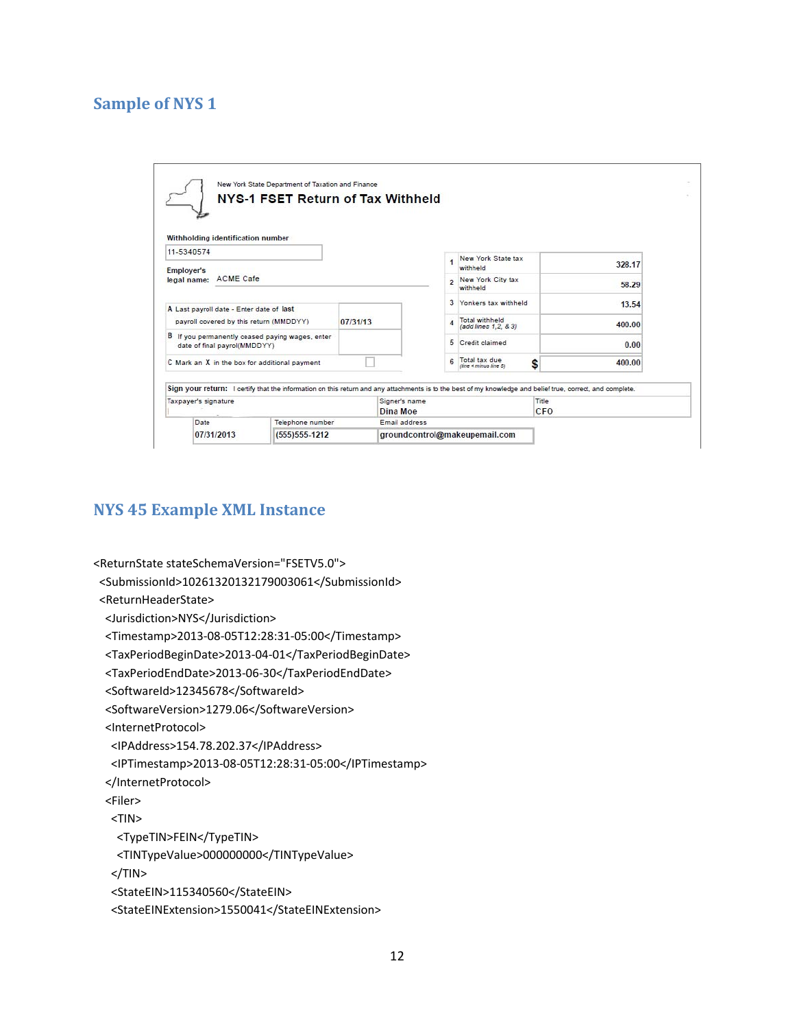## Sample of NYS 1

New York State Department of Taxation and Finance

**NYS-1 FSET Return of Tax Withheld**

Withholding identification number: 11-5340574

Employer's legal name: ACME Cafe

| | | |
|---|---|---|
| A | Last payroll date - Enter date of **last** payroll covered by this return (MMDDYY) | 07/31/13 |
| B | If you permanently ceased paying wages, enter date of final payroll(MMDDYY) | |
| C | Mark an **X** in the box for additional payment | ☐ |

| | | |
|---|---|---|
| 1 | New York State tax withheld | 328.17 |
| 2 | New York City tax withheld | 58.29 |
| 3 | Yonkers tax withheld | 13.54 |
| 4 | Total withheld (add lines 1,2, & 3) | 400.00 |
| 5 | Credit claimed | 0.00 |
| 6 | Total tax due (line 4 minus line 5) $ | 400.00 |

**Sign your return:** I certify that the information on this return and any attachments is to the best of my knowledge and belief true, correct, and complete.

| Taxpayer's signature | Signer's name | Title |
|---|---|---|
| | Dina Moe | CFO |

| Date | Telephone number | Email address |
|---|---|---|
| 07/31/2013 | (555)555-1212 | groundcontrol@makeupemail.com |

## NYS 45 Example XML Instance

```
<ReturnState stateSchemaVersion="FSETV5.0">
 <SubmissionId>10261320132179003061</SubmissionId>
 <ReturnHeaderState>
  <Jurisdiction>NYS</Jurisdiction>
  <Timestamp>2013-08-05T12:28:31-05:00</Timestamp>
  <TaxPeriodBeginDate>2013-04-01</TaxPeriodBeginDate>
  <TaxPeriodEndDate>2013-06-30</TaxPeriodEndDate>
  <SoftwareId>12345678</SoftwareId>
  <SoftwareVersion>1279.06</SoftwareVersion>
  <InternetProtocol>
   <IPAddress>154.78.202.37</IPAddress>
   <IPTimestamp>2013-08-05T12:28:31-05:00</IPTimestamp>
  </InternetProtocol>
  <Filer>
   <TIN>
    <TypeTIN>FEIN</TypeTIN>
    <TINTypeValue>000000000</TINTypeValue>
   </TIN>
   <StateEIN>115340560</StateEIN>
   <StateEINExtension>1550041</StateEINExtension>
```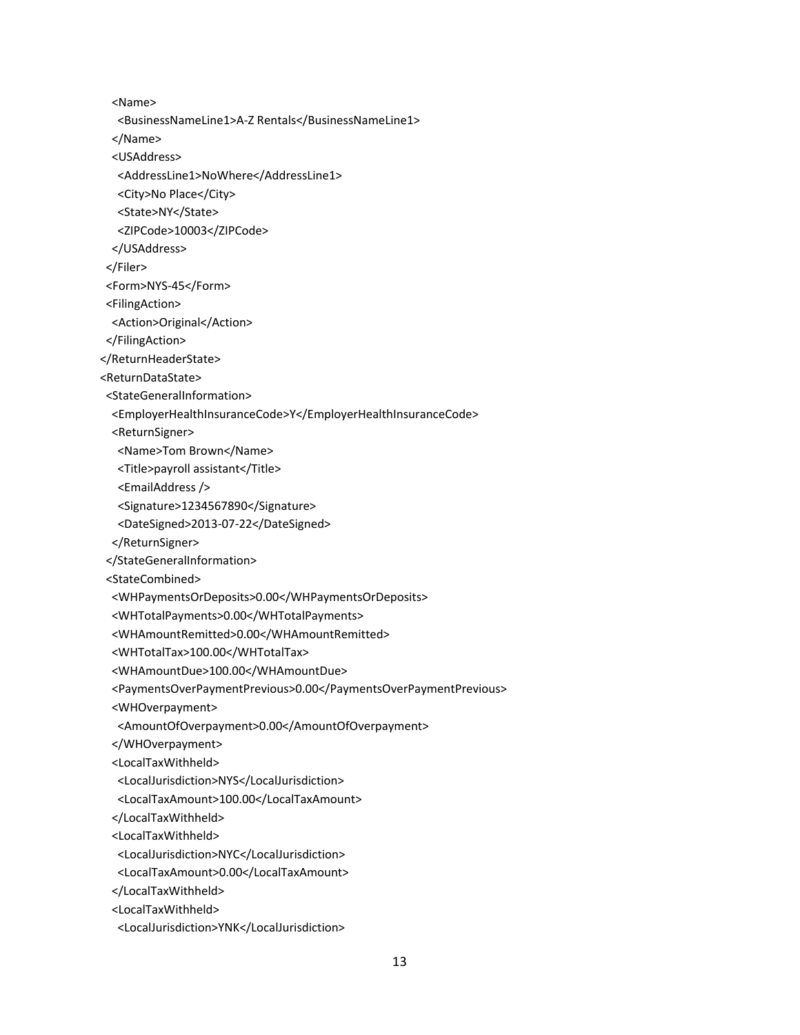```
    <Name>
      <BusinessNameLine1>A-Z Rentals</BusinessNameLine1>
    </Name>
    <USAddress>
      <AddressLine1>NoWhere</AddressLine1>
      <City>No Place</City>
      <State>NY</State>
      <ZIPCode>10003</ZIPCode>
    </USAddress>
  </Filer>
  <Form>NYS-45</Form>
  <FilingAction>
    <Action>Original</Action>
  </FilingAction>
</ReturnHeaderState>
<ReturnDataState>
  <StateGeneralInformation>
    <EmployerHealthInsuranceCode>Y</EmployerHealthInsuranceCode>
    <ReturnSigner>
      <Name>Tom Brown</Name>
      <Title>payroll assistant</Title>
      <EmailAddress />
      <Signature>1234567890</Signature>
      <DateSigned>2013-07-22</DateSigned>
    </ReturnSigner>
  </StateGeneralInformation>
  <StateCombined>
    <WHPaymentsOrDeposits>0.00</WHPaymentsOrDeposits>
    <WHTotalPayments>0.00</WHTotalPayments>
    <WHAmountRemitted>0.00</WHAmountRemitted>
    <WHTotalTax>100.00</WHTotalTax>
    <WHAmountDue>100.00</WHAmountDue>
    <PaymentsOverPaymentPrevious>0.00</PaymentsOverPaymentPrevious>
    <WHOverpayment>
      <AmountOfOverpayment>0.00</AmountOfOverpayment>
    </WHOverpayment>
    <LocalTaxWithheld>
      <LocalJurisdiction>NYS</LocalJurisdiction>
      <LocalTaxAmount>100.00</LocalTaxAmount>
    </LocalTaxWithheld>
    <LocalTaxWithheld>
      <LocalJurisdiction>NYC</LocalJurisdiction>
      <LocalTaxAmount>0.00</LocalTaxAmount>
    </LocalTaxWithheld>
    <LocalTaxWithheld>
      <LocalJurisdiction>YNK</LocalJurisdiction>
```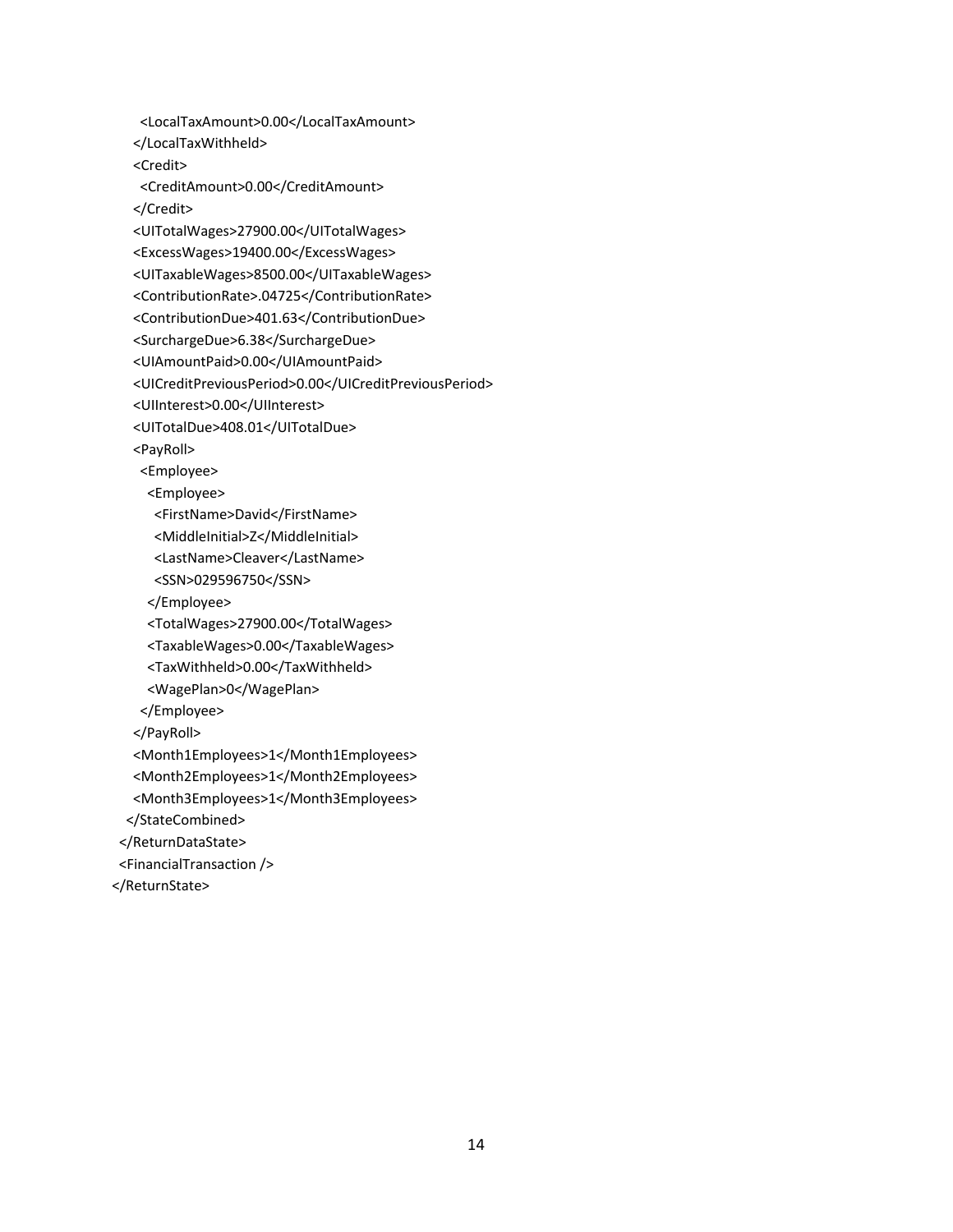```
      <LocalTaxAmount>0.00</LocalTaxAmount>
    </LocalTaxWithheld>
    <Credit>
      <CreditAmount>0.00</CreditAmount>
    </Credit>
    <UITotalWages>27900.00</UITotalWages>
    <ExcessWages>19400.00</ExcessWages>
    <UITaxableWages>8500.00</UITaxableWages>
    <ContributionRate>.04725</ContributionRate>
    <ContributionDue>401.63</ContributionDue>
    <SurchargeDue>6.38</SurchargeDue>
    <UIAmountPaid>0.00</UIAmountPaid>
    <UICreditPreviousPeriod>0.00</UICreditPreviousPeriod>
    <UIInterest>0.00</UIInterest>
    <UITotalDue>408.01</UITotalDue>
    <PayRoll>
      <Employee>
        <Employee>
          <FirstName>David</FirstName>
          <MiddleInitial>Z</MiddleInitial>
          <LastName>Cleaver</LastName>
          <SSN>029596750</SSN>
        </Employee>
        <TotalWages>27900.00</TotalWages>
        <TaxableWages>0.00</TaxableWages>
        <TaxWithheld>0.00</TaxWithheld>
        <WagePlan>0</WagePlan>
      </Employee>
    </PayRoll>
    <Month1Employees>1</Month1Employees>
    <Month2Employees>1</Month2Employees>
    <Month3Employees>1</Month3Employees>
  </StateCombined>
 </ReturnDataState>
 <FinancialTransaction />
</ReturnState>
```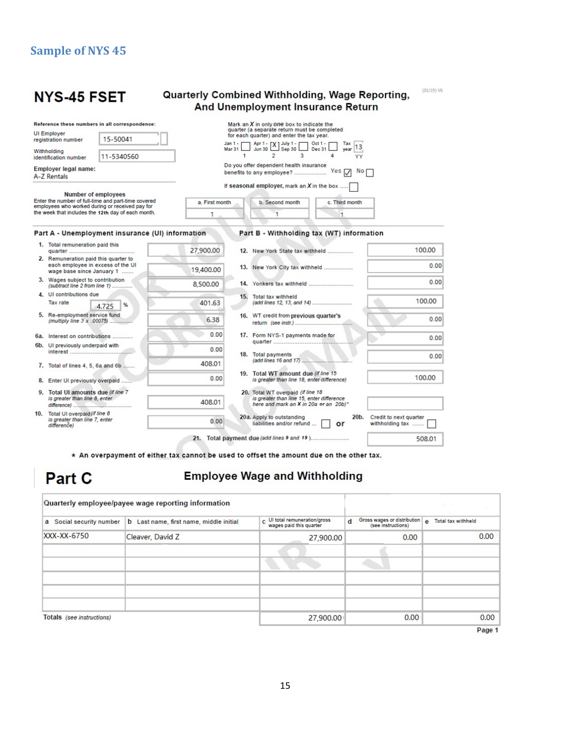# Sample of NYS 45

## NYS-45 FSET

**Quarterly Combined Withholding, Wage Reporting, And Unemployment Insurance Return**

(01/19) V6

**Reference these numbers in all correspondence:**

UI Employer registration number: 15-50041

Withholding identification number: 11-5340560

**Employer legal name:** A-Z Rentals

Mark an *X* in only *one* box to indicate the quarter (a separate return must be completed for each quarter) and enter the tax year.

| Jan 1 - Mar 31 | Apr 1 - Jun 30 | July 1 - Sep 30 | Oct 1 - Dec 31 | Tax year |
|---|---|---|---|---|
| ☐ 1 | ☒ 2 | ☐ 3 | ☐ 4 | 13 (YY) |

Do you offer dependent health insurance benefits to any employee? Yes ☑ No ☐

If **seasonal employer**, mark an *X* in the box ☐

**Number of employees**
Enter the number of full-time and part-time covered employees who worked during or received pay for the week that includes the **12th** day of each month.

| a. First month | b. Second month | c. Third month |
|---|---|---|
| 1 | 1 | 1 |

### Part A - Unemployment insurance (UI) information

| Line | Description | Amount |
|---|---|---|
| 1. | Total remuneration paid this quarter | 27,900.00 |
| 2. | Remuneration paid this quarter to each employee in excess of the UI wage base since January 1 | 19,400.00 |
| 3. | Wages subject to contribution *(subtract line 2 from line 1)* | 8,500.00 |
| 4. | UI contributions due — Tax rate 4.725 % | 401.63 |
| 5. | Re-employment service fund *(multiply line 3 x .00075)* | 6.38 |
| 6a. | Interest on contributions | 0.00 |
| 6b. | UI previously underpaid with interest | 0.00 |
| 7. | Total of lines 4, 5, 6a and 6b | 408.01 |
| 8. | Enter UI previously overpaid | 0.00 |
| 9. | Total UI amounts due *(if line 7 is greater than line 8, enter difference)* | 408.01 |
| 10. | Total UI overpaid *(if line 8 is greater than line 7, enter difference)* | 0.00 |

### Part B - Withholding tax (WT) information

| Line | Description | Amount |
|---|---|---|
| 12. | New York State tax withheld | 100.00 |
| 13. | New York City tax withheld | 0.00 |
| 14. | Yonkers tax withheld | 0.00 |
| 15. | Total tax withheld *(add lines 12, 13, and 14)* | 100.00 |
| 16. | WT credit from previous quarter's return *(see instr.)* | 0.00 |
| 17. | Form NYS-1 payments made for quarter | 0.00 |
| 18. | Total payments *(add lines 16 and 17)* | 0.00 |
| 19. | **Total WT amount due** *(if line 15 is greater than line 18, enter difference)* | 100.00 |
| 20. | Total WT overpaid *(if line 18 is greater than line 15, enter difference here and mark an X in 20a or an 20b)** | |
| 20a. | Apply to outstanding liabilities and/or refund ☐ **or** 20b. Credit to next quarter withholding tax ☐ | |
| 21. | Total payment due *(add lines 9 and 19)* | 508.01 |

★ **An overpayment of either tax cannot be used to offset the amount due on the other tax.**

## Part C — Employee Wage and Withholding

**Quarterly employee/payee wage reporting information**

| a Social security number | b Last name, first name, middle initial | c UI total remuneration/gross wages paid this quarter | d Gross wages or distribution (see instructions) | e Total tax withheld |
|---|---|---|---|---|
| XXX-XX-6750 | Cleaver, David Z | 27,900.00 | 0.00 | 0.00 |
| | | | | |
| | | | | |
| | | | | |
| | | | | |
| Totals *(see instructions)* | | 27,900.00 | 0.00 | 0.00 |

Page 1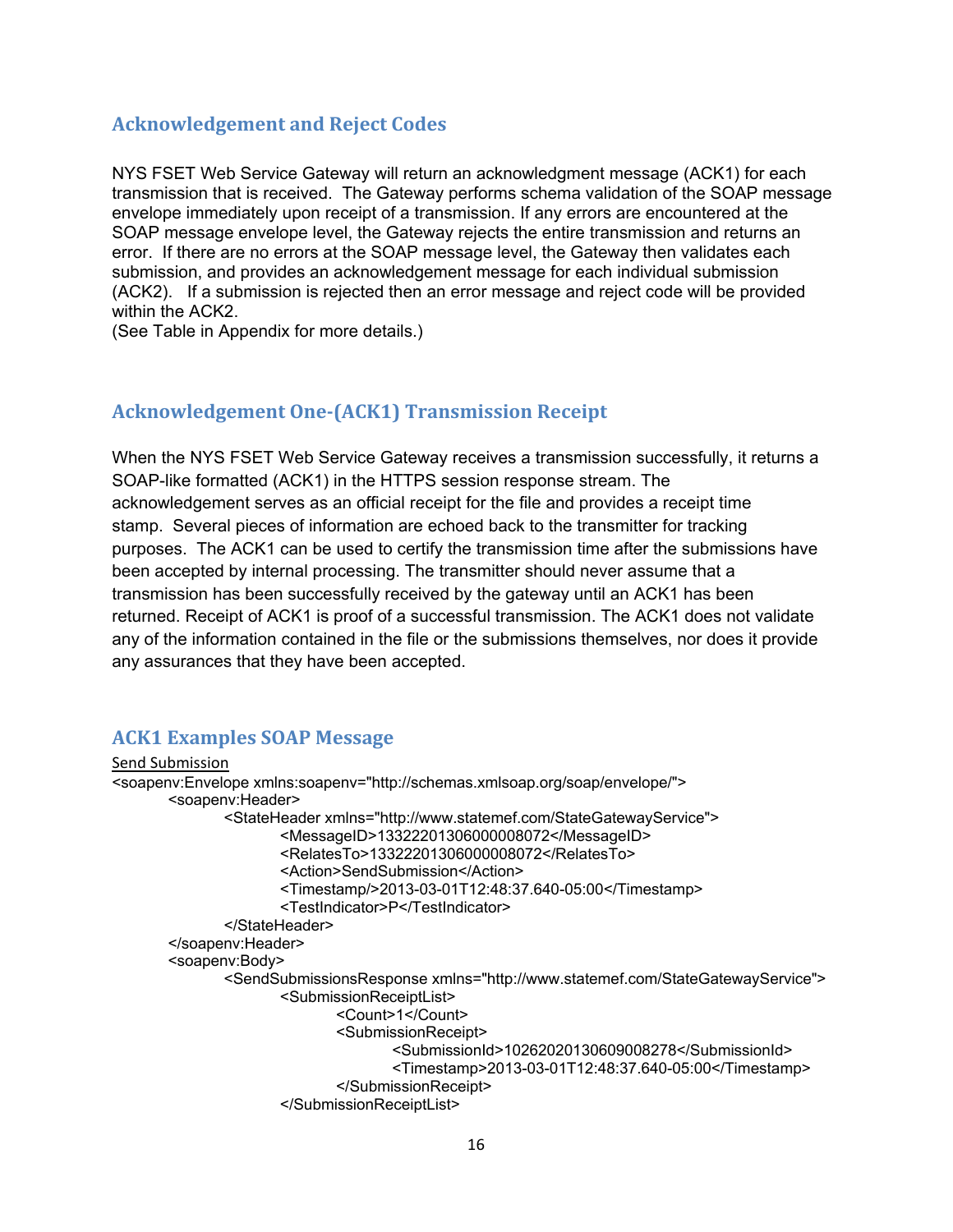## Acknowledgement and Reject Codes

NYS FSET Web Service Gateway will return an acknowledgment message (ACK1) for each transmission that is received. The Gateway performs schema validation of the SOAP message envelope immediately upon receipt of a transmission. If any errors are encountered at the SOAP message envelope level, the Gateway rejects the entire transmission and returns an error. If there are no errors at the SOAP message level, the Gateway then validates each submission, and provides an acknowledgement message for each individual submission (ACK2). If a submission is rejected then an error message and reject code will be provided within the ACK2.
(See Table in Appendix for more details.)

## Acknowledgement One-(ACK1) Transmission Receipt

When the NYS FSET Web Service Gateway receives a transmission successfully, it returns a SOAP-like formatted (ACK1) in the HTTPS session response stream. The acknowledgement serves as an official receipt for the file and provides a receipt time stamp. Several pieces of information are echoed back to the transmitter for tracking purposes. The ACK1 can be used to certify the transmission time after the submissions have been accepted by internal processing. The transmitter should never assume that a transmission has been successfully received by the gateway until an ACK1 has been returned. Receipt of ACK1 is proof of a successful transmission. The ACK1 does not validate any of the information contained in the file or the submissions themselves, nor does it provide any assurances that they have been accepted.

## ACK1 Examples SOAP Message

Send Submission

```
<soapenv:Envelope xmlns:soapenv="http://schemas.xmlsoap.org/soap/envelope/">
        <soapenv:Header>
                <StateHeader xmlns="http://www.statemef.com/StateGatewayService">
                        <MessageID>13322201306000008072</MessageID>
                        <RelatesTo>13322201306000008072</RelatesTo>
                        <Action>SendSubmission</Action>
                        <Timestamp/>2013-03-01T12:48:37.640-05:00</Timestamp>
                        <TestIndicator>P</TestIndicator>
                </StateHeader>
        </soapenv:Header>
        <soapenv:Body>
                <SendSubmissionsResponse xmlns="http://www.statemef.com/StateGatewayService">
                        <SubmissionReceiptList>
                                <Count>1</Count>
                                <SubmissionReceipt>
                                        <SubmissionId>10262020130609008278</SubmissionId>
                                        <Timestamp>2013-03-01T12:48:37.640-05:00</Timestamp>
                                </SubmissionReceipt>
                        </SubmissionReceiptList>
```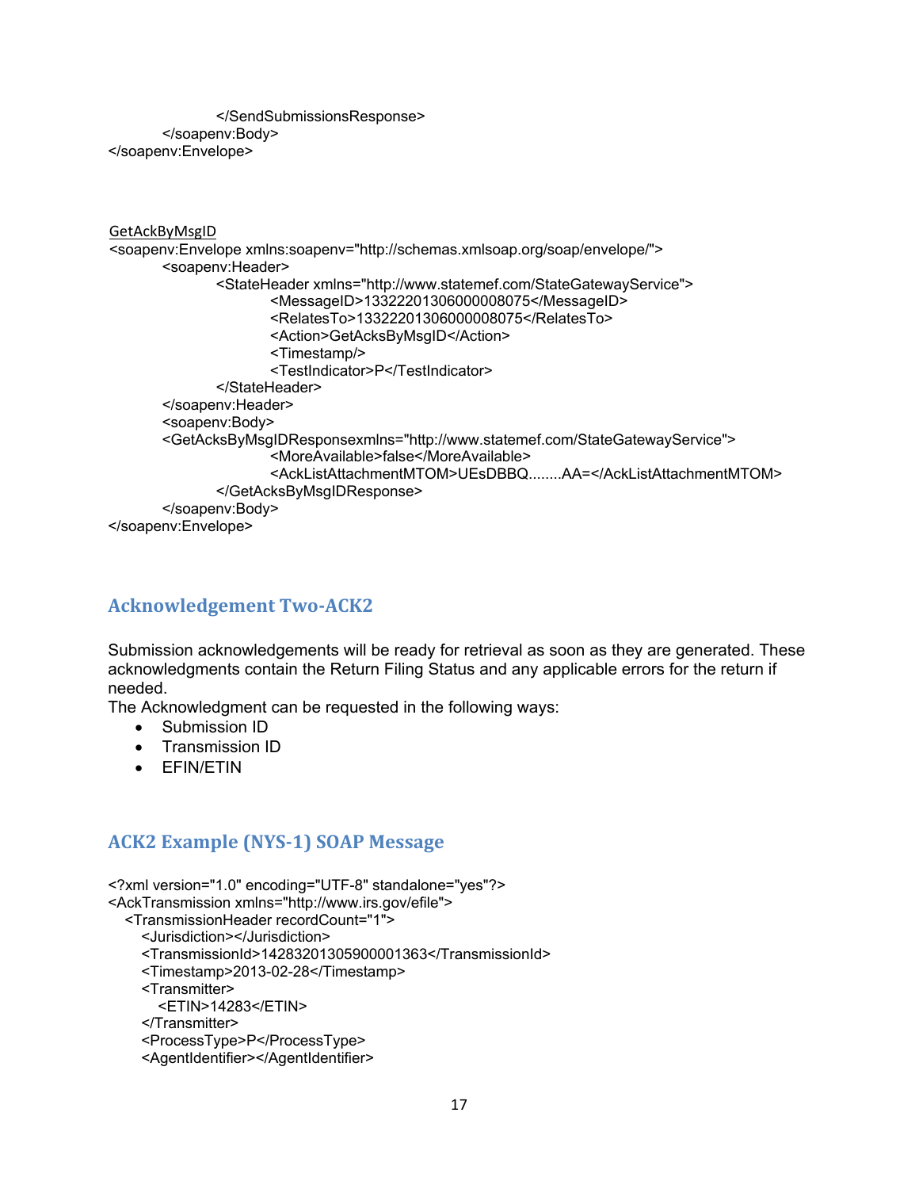```
            </SendSubmissionsResponse>
      </soapenv:Body>
</soapenv:Envelope>
```

GetAckByMsgID

```
<soapenv:Envelope xmlns:soapenv="http://schemas.xmlsoap.org/soap/envelope/">
      <soapenv:Header>
            <StateHeader xmlns="http://www.statemef.com/StateGatewayService">
                  <MessageID>13322201306000008075</MessageID>
                  <RelatesTo>13322201306000008075</RelatesTo>
                  <Action>GetAcksByMsgID</Action>
                  <Timestamp/>
                  <TestIndicator>P</TestIndicator>
            </StateHeader>
      </soapenv:Header>
      <soapenv:Body>
      <GetAcksByMsgIDResponsexmlns="http://www.statemef.com/StateGatewayService">
                  <MoreAvailable>false</MoreAvailable>
                  <AckListAttachmentMTOM>UEsDBBQ........AA=</AckListAttachmentMTOM>
            </GetAcksByMsgIDResponse>
      </soapenv:Body>
</soapenv:Envelope>
```

## Acknowledgement Two-ACK2

Submission acknowledgements will be ready for retrieval as soon as they are generated. These acknowledgments contain the Return Filing Status and any applicable errors for the return if needed.
The Acknowledgment can be requested in the following ways:

- Submission ID
- Transmission ID
- EFIN/ETIN

## ACK2 Example (NYS-1) SOAP Message

```
<?xml version="1.0" encoding="UTF-8" standalone="yes"?>
<AckTransmission xmlns="http://www.irs.gov/efile">
   <TransmissionHeader recordCount="1">
      <Jurisdiction></Jurisdiction>
      <TransmissionId>14283201305900001363</TransmissionId>
      <Timestamp>2013-02-28</Timestamp>
      <Transmitter>
         <ETIN>14283</ETIN>
      </Transmitter>
      <ProcessType>P</ProcessType>
      <AgentIdentifier></AgentIdentifier>
```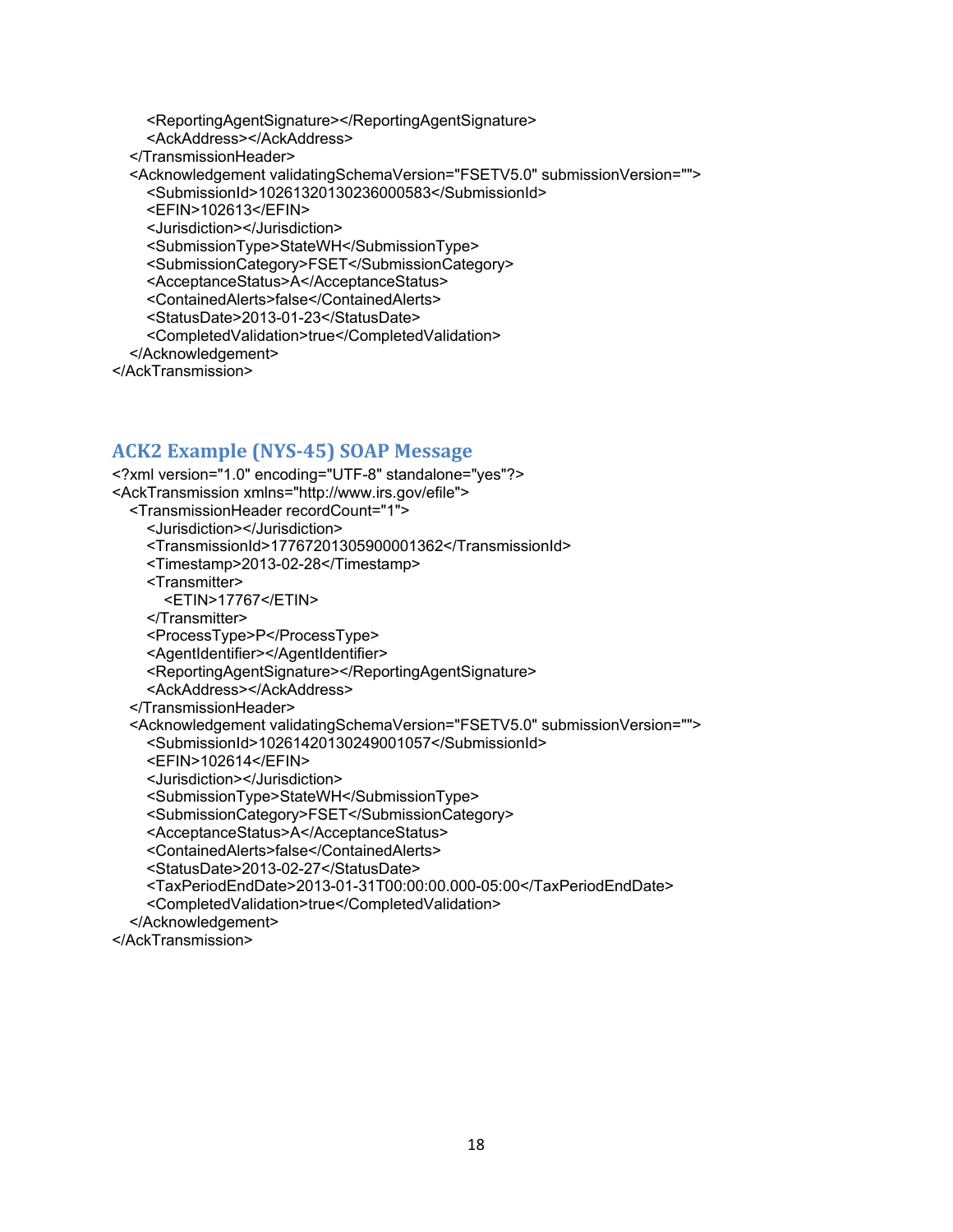```
      <ReportingAgentSignature></ReportingAgentSignature>
      <AckAddress></AckAddress>
   </TransmissionHeader>
   <Acknowledgement validatingSchemaVersion="FSETV5.0" submissionVersion="">
      <SubmissionId>10261320130236000583</SubmissionId>
      <EFIN>102613</EFIN>
      <Jurisdiction></Jurisdiction>
      <SubmissionType>StateWH</SubmissionType>
      <SubmissionCategory>FSET</SubmissionCategory>
      <AcceptanceStatus>A</AcceptanceStatus>
      <ContainedAlerts>false</ContainedAlerts>
      <StatusDate>2013-01-23</StatusDate>
      <CompletedValidation>true</CompletedValidation>
   </Acknowledgement>
</AckTransmission>
```

## ACK2 Example (NYS-45) SOAP Message

```
<?xml version="1.0" encoding="UTF-8" standalone="yes"?>
<AckTransmission xmlns="http://www.irs.gov/efile">
   <TransmissionHeader recordCount="1">
      <Jurisdiction></Jurisdiction>
      <TransmissionId>17767201305900001362</TransmissionId>
      <Timestamp>2013-02-28</Timestamp>
      <Transmitter>
         <ETIN>17767</ETIN>
      </Transmitter>
      <ProcessType>P</ProcessType>
      <AgentIdentifier></AgentIdentifier>
      <ReportingAgentSignature></ReportingAgentSignature>
      <AckAddress></AckAddress>
   </TransmissionHeader>
   <Acknowledgement validatingSchemaVersion="FSETV5.0" submissionVersion="">
      <SubmissionId>10261420130249001057</SubmissionId>
      <EFIN>102614</EFIN>
      <Jurisdiction></Jurisdiction>
      <SubmissionType>StateWH</SubmissionType>
      <SubmissionCategory>FSET</SubmissionCategory>
      <AcceptanceStatus>A</AcceptanceStatus>
      <ContainedAlerts>false</ContainedAlerts>
      <StatusDate>2013-02-27</StatusDate>
      <TaxPeriodEndDate>2013-01-31T00:00:00.000-05:00</TaxPeriodEndDate>
      <CompletedValidation>true</CompletedValidation>
   </Acknowledgement>
</AckTransmission>
```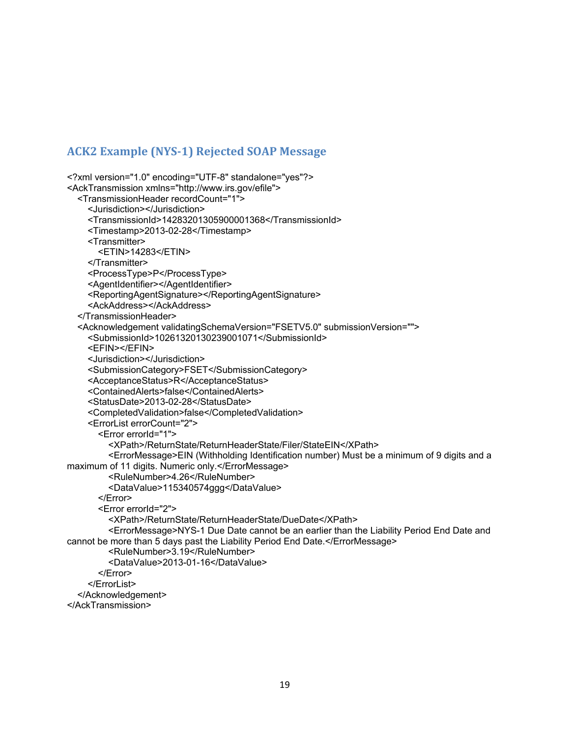## ACK2 Example (NYS-1) Rejected SOAP Message

```
<?xml version="1.0" encoding="UTF-8" standalone="yes"?>
<AckTransmission xmlns="http://www.irs.gov/efile">
  <TransmissionHeader recordCount="1">
    <Jurisdiction></Jurisdiction>
    <TransmissionId>14283201305900001368</TransmissionId>
    <Timestamp>2013-02-28</Timestamp>
    <Transmitter>
      <ETIN>14283</ETIN>
    </Transmitter>
    <ProcessType>P</ProcessType>
    <AgentIdentifier></AgentIdentifier>
    <ReportingAgentSignature></ReportingAgentSignature>
    <AckAddress></AckAddress>
  </TransmissionHeader>
  <Acknowledgement validatingSchemaVersion="FSETV5.0" submissionVersion="">
    <SubmissionId>10261320130239001071</SubmissionId>
    <EFIN></EFIN>
    <Jurisdiction></Jurisdiction>
    <SubmissionCategory>FSET</SubmissionCategory>
    <AcceptanceStatus>R</AcceptanceStatus>
    <ContainedAlerts>false</ContainedAlerts>
    <StatusDate>2013-02-28</StatusDate>
    <CompletedValidation>false</CompletedValidation>
    <ErrorList errorCount="2">
      <Error errorId="1">
        <XPath>/ReturnState/ReturnHeaderState/Filer/StateEIN</XPath>
        <ErrorMessage>EIN (Withholding Identification number) Must be a minimum of 9 digits and a
maximum of 11 digits. Numeric only.</ErrorMessage>
        <RuleNumber>4.26</RuleNumber>
        <DataValue>115340574ggg</DataValue>
      </Error>
      <Error errorId="2">
        <XPath>/ReturnState/ReturnHeaderState/DueDate</XPath>
        <ErrorMessage>NYS-1 Due Date cannot be an earlier than the Liability Period End Date and
cannot be more than 5 days past the Liability Period End Date.</ErrorMessage>
        <RuleNumber>3.19</RuleNumber>
        <DataValue>2013-01-16</DataValue>
      </Error>
    </ErrorList>
  </Acknowledgement>
</AckTransmission>
```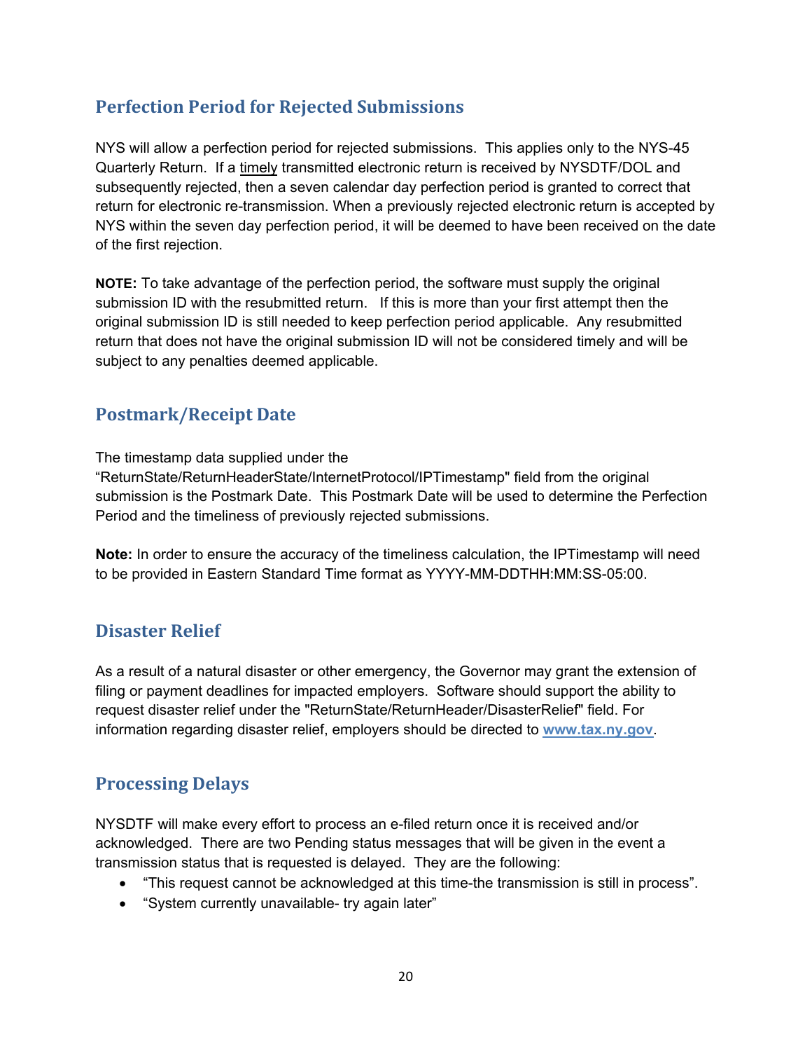## Perfection Period for Rejected Submissions

NYS will allow a perfection period for rejected submissions. This applies only to the NYS-45 Quarterly Return. If a timely transmitted electronic return is received by NYSDTF/DOL and subsequently rejected, then a seven calendar day perfection period is granted to correct that return for electronic re-transmission. When a previously rejected electronic return is accepted by NYS within the seven day perfection period, it will be deemed to have been received on the date of the first rejection.

**NOTE:** To take advantage of the perfection period, the software must supply the original submission ID with the resubmitted return. If this is more than your first attempt then the original submission ID is still needed to keep perfection period applicable. Any resubmitted return that does not have the original submission ID will not be considered timely and will be subject to any penalties deemed applicable.

## Postmark/Receipt Date

The timestamp data supplied under the "ReturnState/ReturnHeaderState/InternetProtocol/IPTimestamp" field from the original submission is the Postmark Date. This Postmark Date will be used to determine the Perfection Period and the timeliness of previously rejected submissions.

**Note:** In order to ensure the accuracy of the timeliness calculation, the IPTimestamp will need to be provided in Eastern Standard Time format as YYYY-MM-DDTHH:MM:SS-05:00.

## Disaster Relief

As a result of a natural disaster or other emergency, the Governor may grant the extension of filing or payment deadlines for impacted employers. Software should support the ability to request disaster relief under the "ReturnState/ReturnHeader/DisasterRelief" field. For information regarding disaster relief, employers should be directed to **www.tax.ny.gov**.

## Processing Delays

NYSDTF will make every effort to process an e-filed return once it is received and/or acknowledged. There are two Pending status messages that will be given in the event a transmission status that is requested is delayed. They are the following:

- "This request cannot be acknowledged at this time-the transmission is still in process".
- "System currently unavailable- try again later"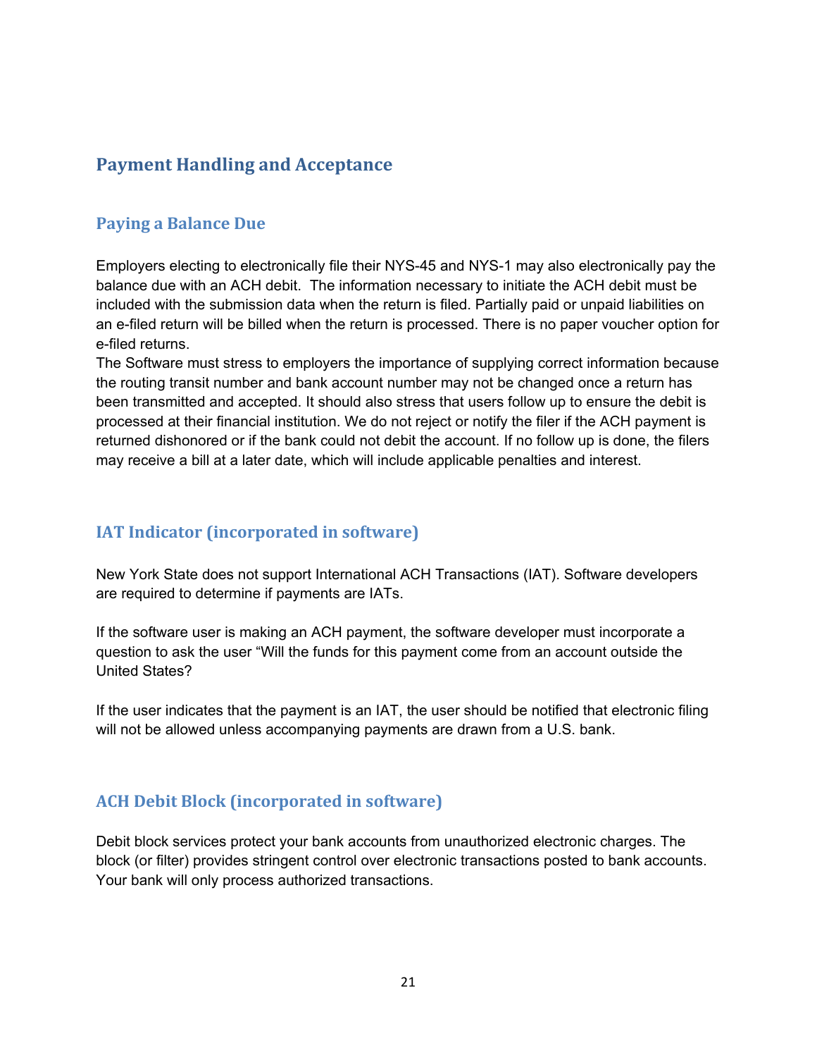# Payment Handling and Acceptance

## Paying a Balance Due

Employers electing to electronically file their NYS-45 and NYS-1 may also electronically pay the balance due with an ACH debit. The information necessary to initiate the ACH debit must be included with the submission data when the return is filed. Partially paid or unpaid liabilities on an e-filed return will be billed when the return is processed. There is no paper voucher option for e-filed returns.

The Software must stress to employers the importance of supplying correct information because the routing transit number and bank account number may not be changed once a return has been transmitted and accepted. It should also stress that users follow up to ensure the debit is processed at their financial institution. We do not reject or notify the filer if the ACH payment is returned dishonored or if the bank could not debit the account. If no follow up is done, the filers may receive a bill at a later date, which will include applicable penalties and interest.

## IAT Indicator (incorporated in software)

New York State does not support International ACH Transactions (IAT). Software developers are required to determine if payments are IATs.

If the software user is making an ACH payment, the software developer must incorporate a question to ask the user "Will the funds for this payment come from an account outside the United States?

If the user indicates that the payment is an IAT, the user should be notified that electronic filing will not be allowed unless accompanying payments are drawn from a U.S. bank.

## ACH Debit Block (incorporated in software)

Debit block services protect your bank accounts from unauthorized electronic charges. The block (or filter) provides stringent control over electronic transactions posted to bank accounts. Your bank will only process authorized transactions.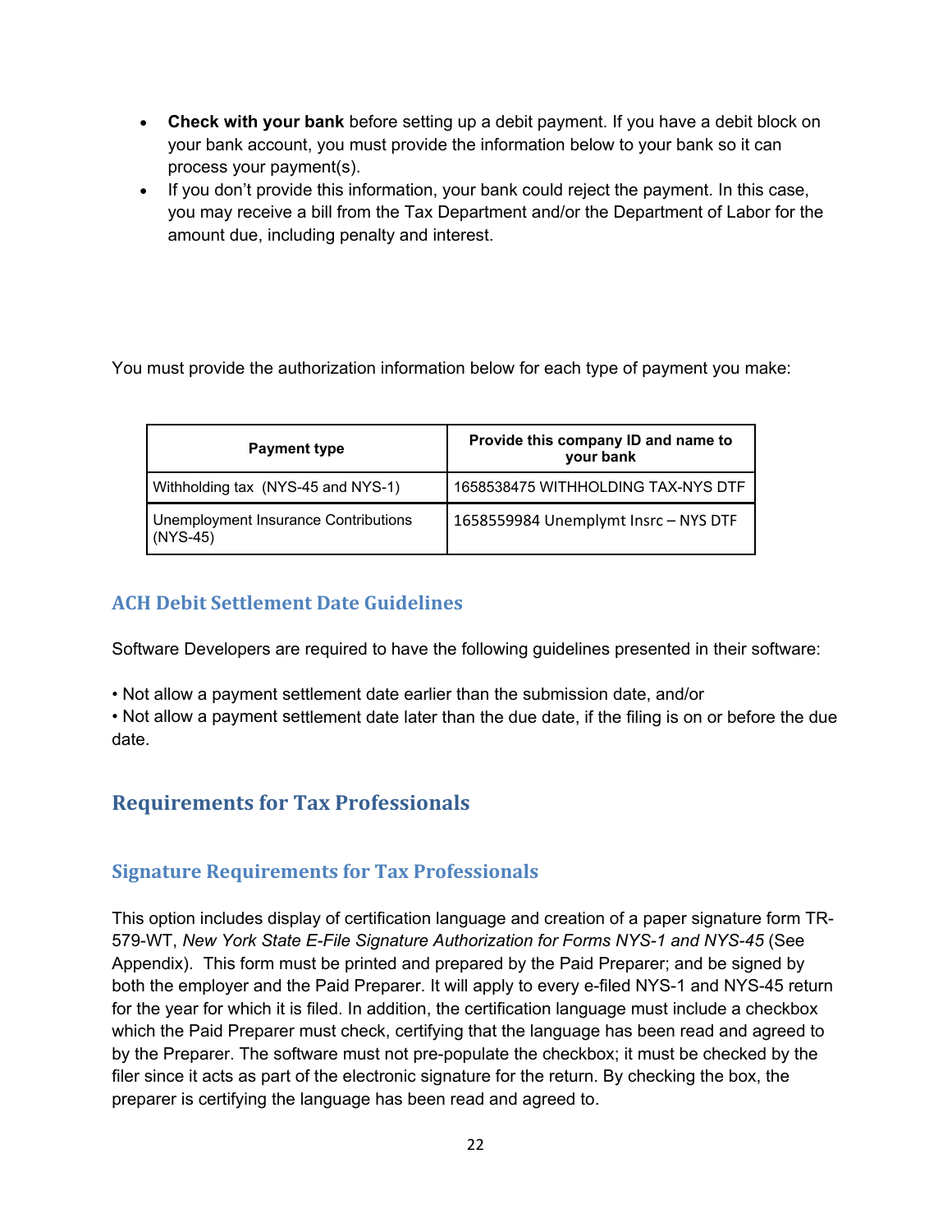- **Check with your bank** before setting up a debit payment. If you have a debit block on your bank account, you must provide the information below to your bank so it can process your payment(s).
- If you don't provide this information, your bank could reject the payment. In this case, you may receive a bill from the Tax Department and/or the Department of Labor for the amount due, including penalty and interest.

You must provide the authorization information below for each type of payment you make:

| Payment type | Provide this company ID and name to your bank |
|---|---|
| Withholding tax (NYS-45 and NYS-1) | 1658538475 WITHHOLDING TAX-NYS DTF |
| Unemployment Insurance Contributions (NYS-45) | 1658559984 Unemplymt Insrc – NYS DTF |

### ACH Debit Settlement Date Guidelines

Software Developers are required to have the following guidelines presented in their software:

• Not allow a payment settlement date earlier than the submission date, and/or
• Not allow a payment settlement date later than the due date, if the filing is on or before the due date.

## Requirements for Tax Professionals

### Signature Requirements for Tax Professionals

This option includes display of certification language and creation of a paper signature form TR-579-WT, *New York State E-File Signature Authorization for Forms NYS-1 and NYS-45* (See Appendix). This form must be printed and prepared by the Paid Preparer; and be signed by both the employer and the Paid Preparer. It will apply to every e-filed NYS-1 and NYS-45 return for the year for which it is filed. In addition, the certification language must include a checkbox which the Paid Preparer must check, certifying that the language has been read and agreed to by the Preparer. The software must not pre-populate the checkbox; it must be checked by the filer since it acts as part of the electronic signature for the return. By checking the box, the preparer is certifying the language has been read and agreed to.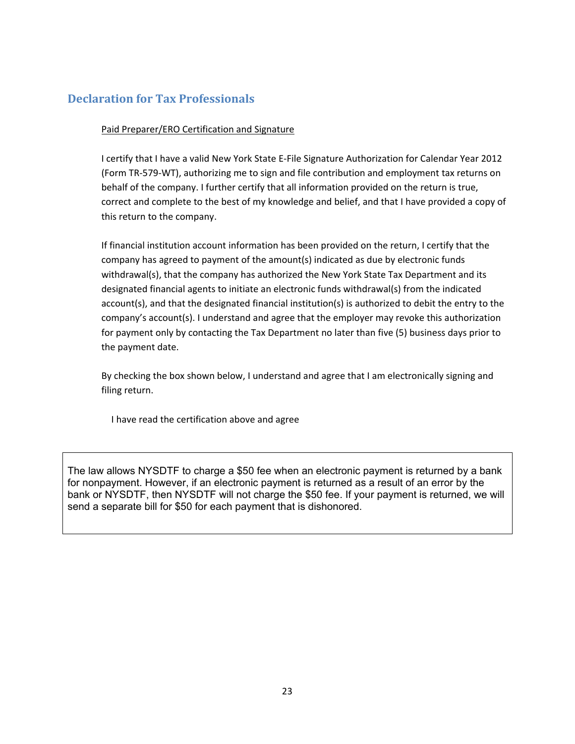## Declaration for Tax Professionals

Paid Preparer/ERO Certification and Signature

I certify that I have a valid New York State E-File Signature Authorization for Calendar Year 2012 (Form TR-579-WT), authorizing me to sign and file contribution and employment tax returns on behalf of the company. I further certify that all information provided on the return is true, correct and complete to the best of my knowledge and belief, and that I have provided a copy of this return to the company.

If financial institution account information has been provided on the return, I certify that the company has agreed to payment of the amount(s) indicated as due by electronic funds withdrawal(s), that the company has authorized the New York State Tax Department and its designated financial agents to initiate an electronic funds withdrawal(s) from the indicated account(s), and that the designated financial institution(s) is authorized to debit the entry to the company's account(s). I understand and agree that the employer may revoke this authorization for payment only by contacting the Tax Department no later than five (5) business days prior to the payment date.

By checking the box shown below, I understand and agree that I am electronically signing and filing return.

I have read the certification above and agree

The law allows NYSDTF to charge a $50 fee when an electronic payment is returned by a bank for nonpayment. However, if an electronic payment is returned as a result of an error by the bank or NYSDTF, then NYSDTF will not charge the $50 fee. If your payment is returned, we will send a separate bill for $50 for each payment that is dishonored.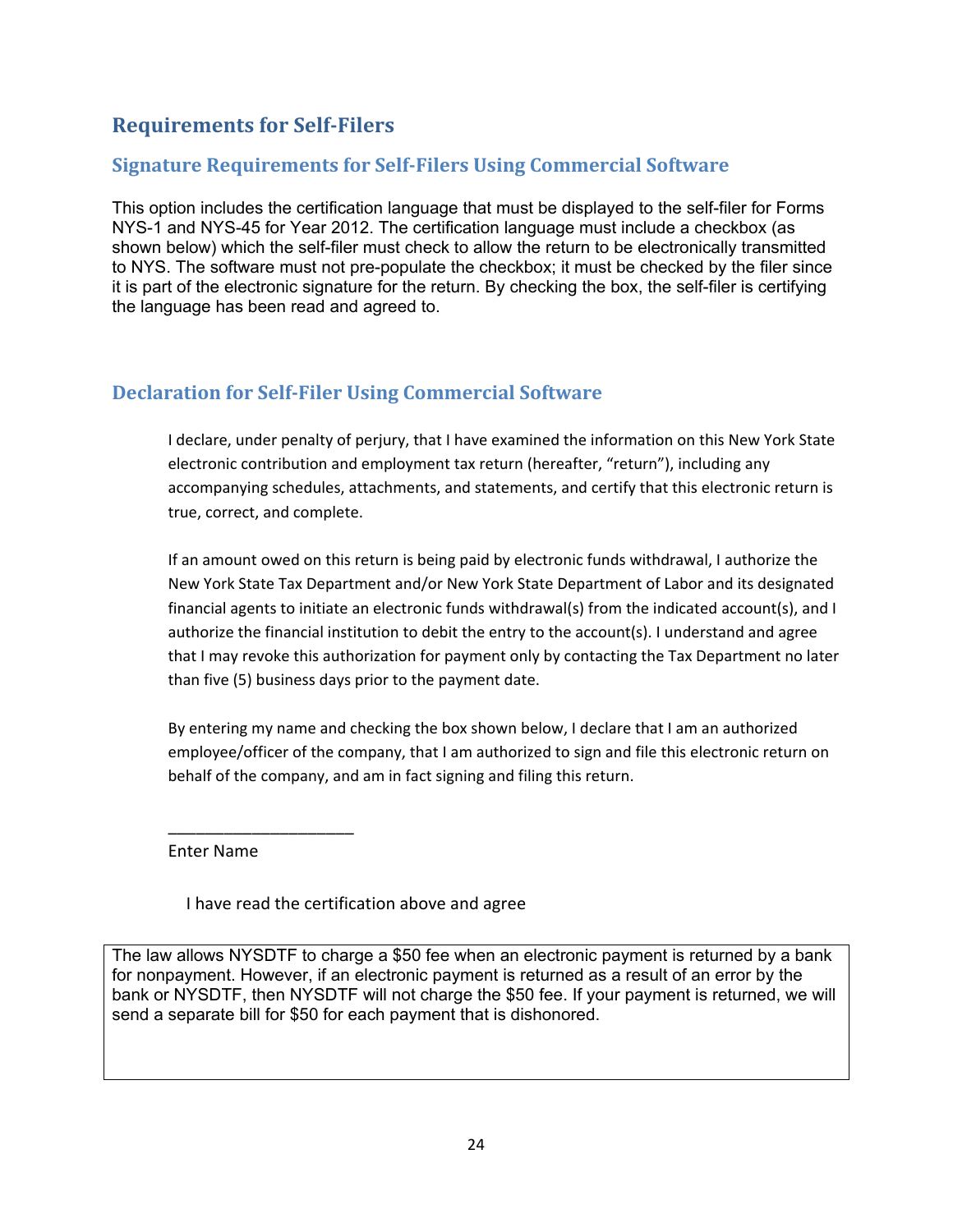## Requirements for Self-Filers

### Signature Requirements for Self-Filers Using Commercial Software

This option includes the certification language that must be displayed to the self-filer for Forms NYS-1 and NYS-45 for Year 2012. The certification language must include a checkbox (as shown below) which the self-filer must check to allow the return to be electronically transmitted to NYS. The software must not pre-populate the checkbox; it must be checked by the filer since it is part of the electronic signature for the return. By checking the box, the self-filer is certifying the language has been read and agreed to.

### Declaration for Self-Filer Using Commercial Software

> I declare, under penalty of perjury, that I have examined the information on this New York State electronic contribution and employment tax return (hereafter, "return"), including any accompanying schedules, attachments, and statements, and certify that this electronic return is true, correct, and complete.
>
> If an amount owed on this return is being paid by electronic funds withdrawal, I authorize the New York State Tax Department and/or New York State Department of Labor and its designated financial agents to initiate an electronic funds withdrawal(s) from the indicated account(s), and I authorize the financial institution to debit the entry to the account(s). I understand and agree that I may revoke this authorization for payment only by contacting the Tax Department no later than five (5) business days prior to the payment date.
>
> By entering my name and checking the box shown below, I declare that I am an authorized employee/officer of the company, that I am authorized to sign and file this electronic return on behalf of the company, and am in fact signing and filing this return.
>
> ____________________
>
> Enter Name
>
> I have read the certification above and agree

| The law allows NYSDTF to charge a $50 fee when an electronic payment is returned by a bank for nonpayment. However, if an electronic payment is returned as a result of an error by the bank or NYSDTF, then NYSDTF will not charge the $50 fee. If your payment is returned, we will send a separate bill for $50 for each payment that is dishonored. |
|---|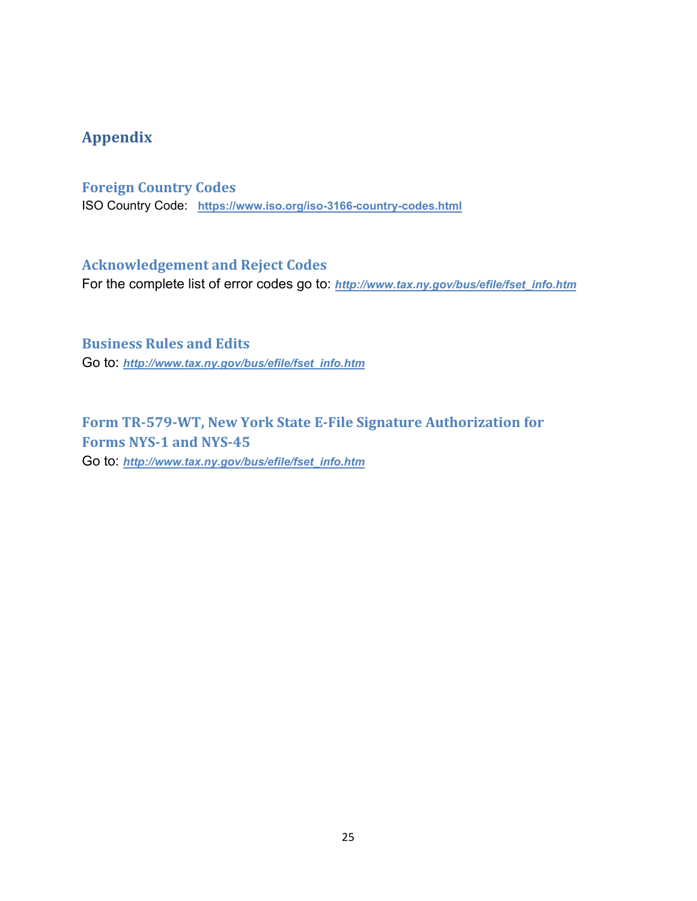# Appendix

## Foreign Country Codes

ISO Country Code: **https://www.iso.org/iso-3166-country-codes.html**

## Acknowledgement and Reject Codes

For the complete list of error codes go to: ***http://www.tax.ny.gov/bus/efile/fset_info.htm***

## Business Rules and Edits

Go to: ***http://www.tax.ny.gov/bus/efile/fset_info.htm***

## Form TR-579-WT, New York State E-File Signature Authorization for Forms NYS-1 and NYS-45

Go to: ***http://www.tax.ny.gov/bus/efile/fset_info.htm***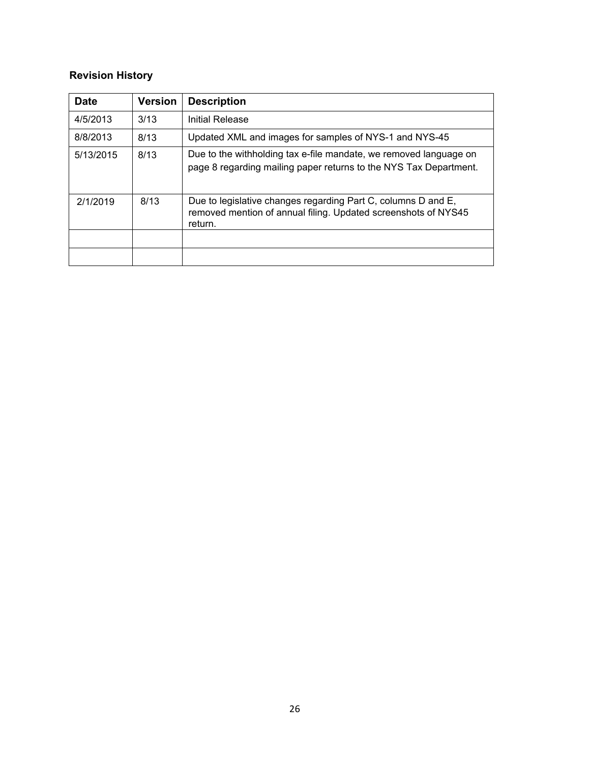**Revision History**

| Date | Version | Description |
|---|---|---|
| 4/5/2013 | 3/13 | Initial Release |
| 8/8/2013 | 8/13 | Updated XML and images for samples of NYS-1 and NYS-45 |
| 5/13/2015 | 8/13 | Due to the withholding tax e-file mandate, we removed language on page 8 regarding mailing paper returns to the NYS Tax Department. |
| 2/1/2019 | 8/13 | Due to legislative changes regarding Part C, columns D and E, removed mention of annual filing. Updated screenshots of NYS45 return. |
| | | |
| | | |